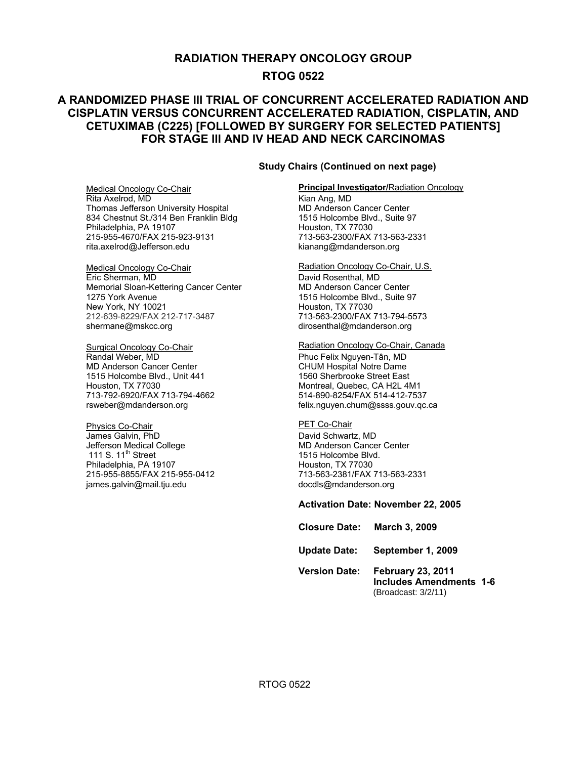# RADIATION THERAPY ONCOLOGY GROUP

# RTOG 0522

## A RANDOMIZED PHASE III TRIAL OF CONCURRENT ACCELERATED RADIATION AND CISPLATIN VERSUS CONCURRENT ACCELERATED RADIATION, CISPLATIN, AND CETUXIMAB (C225) [FOLLOWED BY SURGERY FOR SELECTED PATIENTS] FOR STAGE III AND IV HEAD AND NECK CARCINOMAS

**Study Chairs (Continued on next page)**

**Principal Investigator/**Radiation Oncology
Kian Ang, MD
MD Anderson Cancer Center
1515 Holcombe Blvd., Suite 97
Houston, TX 77030
713-563-2300/FAX 713-563-2331
kianang@mdanderson.org

Radiation Oncology Co-Chair, U.S.
David Rosenthal, MD
MD Anderson Cancer Center
1515 Holcombe Blvd., Suite 97
Houston, TX 77030
713-563-2300/FAX 713-794-5573
dirosenthal@mdanderson.org

Radiation Oncology Co-Chair, Canada
Phuc Felix Nguyen-Tân, MD
CHUM Hospital Notre Dame
1560 Sherbrooke Street East
Montreal, Quebec, CA H2L 4M1
514-890-8254/FAX 514-412-7537
felix.nguyen.chum@ssss.gouv.qc.ca

PET Co-Chair
David Schwartz, MD
MD Anderson Cancer Center
1515 Holcombe Blvd.
Houston, TX 77030
713-563-2381/FAX 713-563-2331
docdls@mdanderson.org

Medical Oncology Co-Chair
Rita Axelrod, MD
Thomas Jefferson University Hospital
834 Chestnut St./314 Ben Franklin Bldg
Philadelphia, PA 19107
215-955-4670/FAX 215-923-9131
rita.axelrod@Jefferson.edu

Medical Oncology Co-Chair
Eric Sherman, MD
Memorial Sloan-Kettering Cancer Center
1275 York Avenue
New York, NY 10021
212-639-8229/FAX 212-717-3487
shermane@mskcc.org

Surgical Oncology Co-Chair
Randal Weber, MD
MD Anderson Cancer Center
1515 Holcombe Blvd., Unit 441
Houston, TX 77030
713-792-6920/FAX 713-794-4662
rsweber@mdanderson.org

Physics Co-Chair
James Galvin, PhD
Jefferson Medical College
111 S. 11th Street
Philadelphia, PA 19107
215-955-8855/FAX 215-955-0412
james.galvin@mail.tju.edu

**Activation Date: November 22, 2005**

**Closure Date: March 3, 2009**

**Update Date: September 1, 2009**

**Version Date: February 23, 2011**
**Includes Amendments 1-6**
(Broadcast: 3/2/11)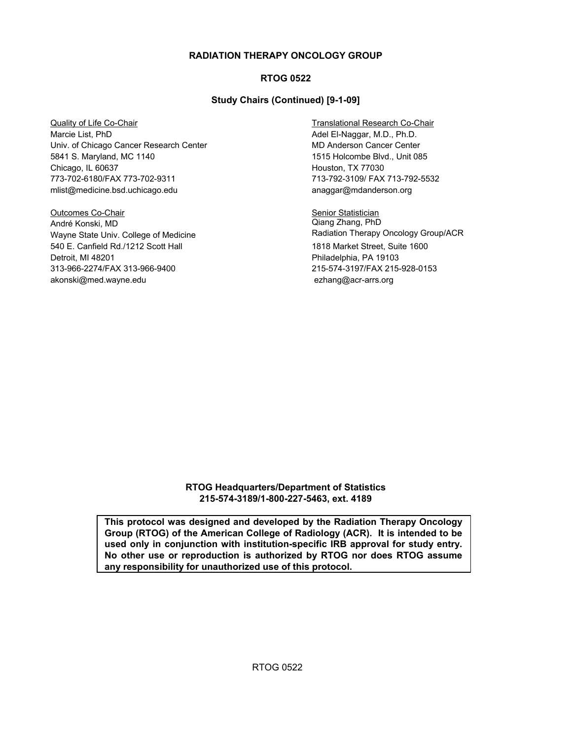**RADIATION THERAPY ONCOLOGY GROUP**

**RTOG 0522**

**Study Chairs (Continued) [9-1-09]**

Quality of Life Co-Chair
Marcie List, PhD
Univ. of Chicago Cancer Research Center
5841 S. Maryland, MC 1140
Chicago, IL 60637
773-702-6180/FAX 773-702-9311
mlist@medicine.bsd.uchicago.edu

Translational Research Co-Chair
Adel El-Naggar, M.D., Ph.D.
MD Anderson Cancer Center
1515 Holcombe Blvd., Unit 085
Houston, TX 77030
713-792-3109/ FAX 713-792-5532
anaggar@mdanderson.org

Outcomes Co-Chair
André Konski, MD
Wayne State Univ. College of Medicine
540 E. Canfield Rd./1212 Scott Hall
Detroit, MI 48201
313-966-2274/FAX 313-966-9400
akonski@med.wayne.edu

Senior Statistician
Qiang Zhang, PhD
Radiation Therapy Oncology Group/ACR
1818 Market Street, Suite 1600
Philadelphia, PA 19103
215-574-3197/FAX 215-928-0153
ezhang@acr-arrs.org

**RTOG Headquarters/Department of Statistics**
**215-574-3189/1-800-227-5463, ext. 4189**

**This protocol was designed and developed by the Radiation Therapy Oncology Group (RTOG) of the American College of Radiology (ACR). It is intended to be used only in conjunction with institution-specific IRB approval for study entry. No other use or reproduction is authorized by RTOG nor does RTOG assume any responsibility for unauthorized use of this protocol.**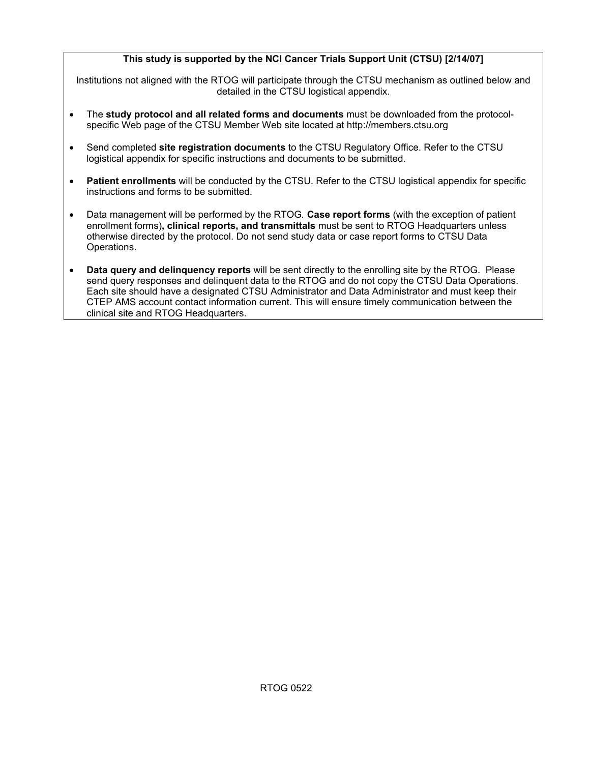**This study is supported by the NCI Cancer Trials Support Unit (CTSU) [2/14/07]**

Institutions not aligned with the RTOG will participate through the CTSU mechanism as outlined below and detailed in the CTSU logistical appendix.

- The **study protocol and all related forms and documents** must be downloaded from the protocol-specific Web page of the CTSU Member Web site located at http://members.ctsu.org
- Send completed **site registration documents** to the CTSU Regulatory Office. Refer to the CTSU logistical appendix for specific instructions and documents to be submitted.
- **Patient enrollments** will be conducted by the CTSU. Refer to the CTSU logistical appendix for specific instructions and forms to be submitted.
- Data management will be performed by the RTOG. **Case report forms** (with the exception of patient enrollment forms)**, clinical reports, and transmittals** must be sent to RTOG Headquarters unless otherwise directed by the protocol. Do not send study data or case report forms to CTSU Data Operations.
- **Data query and delinquency reports** will be sent directly to the enrolling site by the RTOG. Please send query responses and delinquent data to the RTOG and do not copy the CTSU Data Operations. Each site should have a designated CTSU Administrator and Data Administrator and must keep their CTEP AMS account contact information current. This will ensure timely communication between the clinical site and RTOG Headquarters.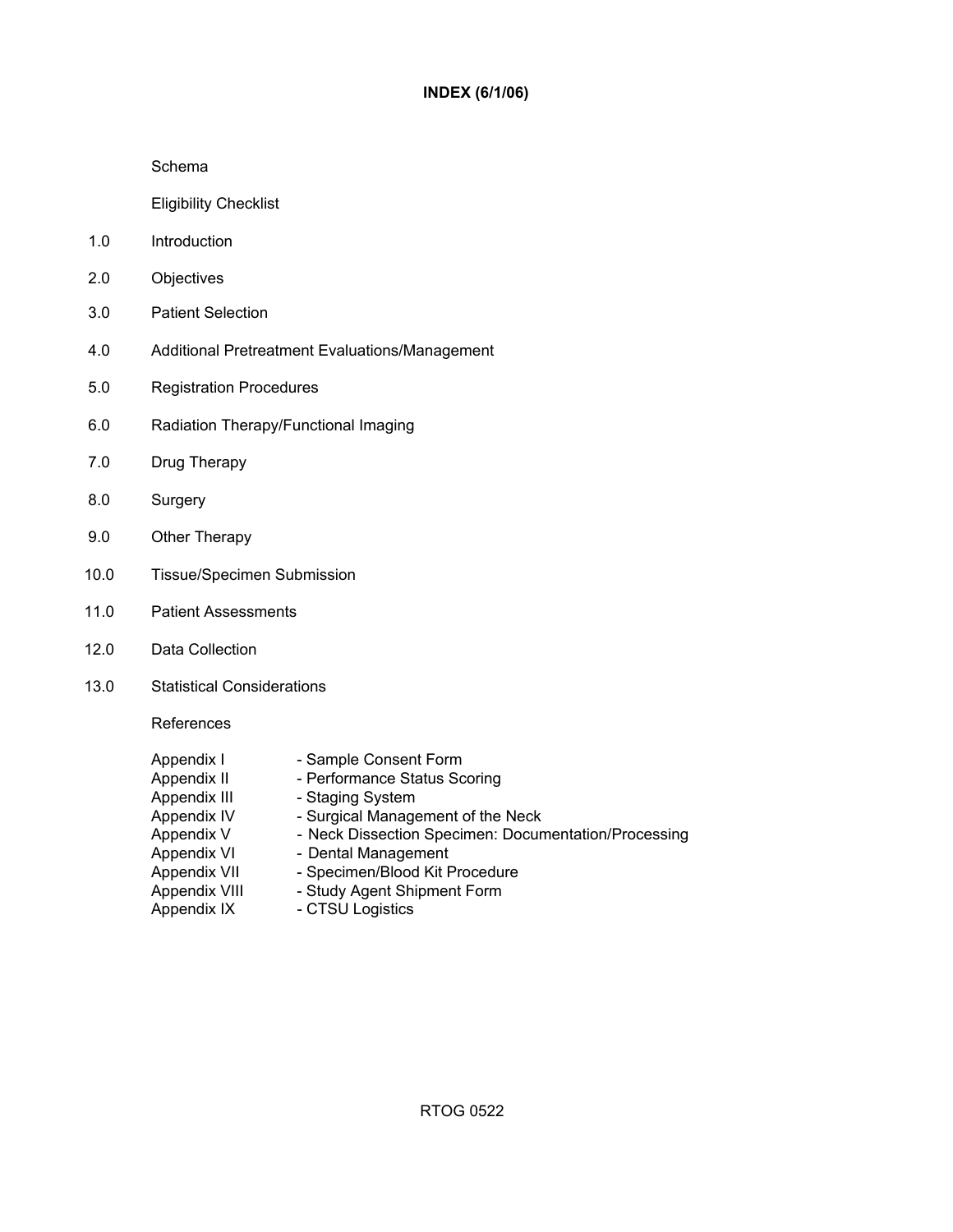# INDEX (6/1/06)

Schema

Eligibility Checklist

1.0 Introduction

2.0 Objectives

3.0 Patient Selection

4.0 Additional Pretreatment Evaluations/Management

5.0 Registration Procedures

6.0 Radiation Therapy/Functional Imaging

7.0 Drug Therapy

8.0 Surgery

9.0 Other Therapy

10.0 Tissue/Specimen Submission

11.0 Patient Assessments

12.0 Data Collection

13.0 Statistical Considerations

References

Appendix I - Sample Consent Form
Appendix II - Performance Status Scoring
Appendix III - Staging System
Appendix IV - Surgical Management of the Neck
Appendix V - Neck Dissection Specimen: Documentation/Processing
Appendix VI - Dental Management
Appendix VII - Specimen/Blood Kit Procedure
Appendix VIII - Study Agent Shipment Form
Appendix IX - CTSU Logistics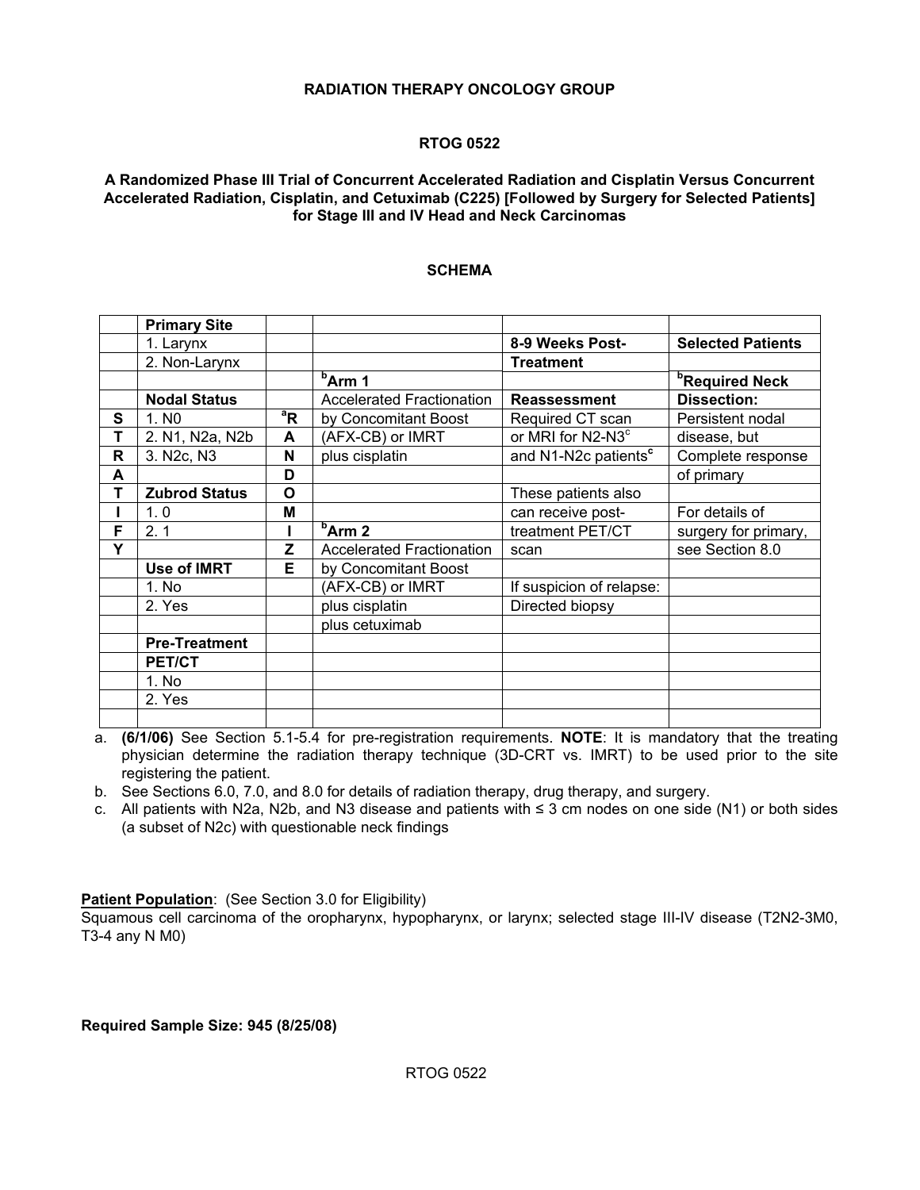**RADIATION THERAPY ONCOLOGY GROUP**

**RTOG 0522**

**A Randomized Phase III Trial of Concurrent Accelerated Radiation and Cisplatin Versus Concurrent Accelerated Radiation, Cisplatin, and Cetuximab (C225) [Followed by Surgery for Selected Patients] for Stage III and IV Head and Neck Carcinomas**

**SCHEMA**

| | | | | | |
|---|---|---|---|---|---|
| | **Primary Site** | | | | |
| | 1. Larynx | | | **8-9 Weeks Post-** | **Selected Patients** |
| | 2. Non-Larynx | | | **Treatment** | |
| | | | [b]**Arm 1** | | [b]**Required Neck** |
| | **Nodal Status** | | Accelerated Fractionation | **Reassessment** | **Dissection:** |
| **S** | 1. N0 | [a]**R** | by Concomitant Boost | Required CT scan | Persistent nodal |
| **T** | 2. N1, N2a, N2b | **A** | (AFX-CB) or IMRT | or MRI for N2-N3[c] | disease, but |
| **R** | 3. N2c, N3 | **N** | plus cisplatin | and N1-N2c patients[c] | Complete response |
| **A** | | **D** | | | of primary |
| **T** | **Zubrod Status** | **O** | | These patients also | |
| **I** | 1. 0 | **M** | | can receive post- | For details of |
| **F** | 2. 1 | **I** | [b]**Arm 2** | treatment PET/CT | surgery for primary, |
| **Y** | | **Z** | Accelerated Fractionation | scan | see Section 8.0 |
| | **Use of IMRT** | **E** | by Concomitant Boost | | |
| | 1. No | | (AFX-CB) or IMRT | If suspicion of relapse: | |
| | 2. Yes | | plus cisplatin | Directed biopsy | |
| | | | plus cetuximab | | |
| | **Pre-Treatment** | | | | |
| | **PET/CT** | | | | |
| | 1. No | | | | |
| | 2. Yes | | | | |

a. **(6/1/06)** See Section 5.1-5.4 for pre-registration requirements. **NOTE**: It is mandatory that the treating physician determine the radiation therapy technique (3D-CRT vs. IMRT) to be used prior to the site registering the patient.

b. See Sections 6.0, 7.0, and 8.0 for details of radiation therapy, drug therapy, and surgery.

c. All patients with N2a, N2b, and N3 disease and patients with ≤ 3 cm nodes on one side (N1) or both sides (a subset of N2c) with questionable neck findings

<u>**Patient Population**</u>: (See Section 3.0 for Eligibility)
Squamous cell carcinoma of the oropharynx, hypopharynx, or larynx; selected stage III-IV disease (T2N2-3M0, T3-4 any N M0)

**Required Sample Size: 945 (8/25/08)**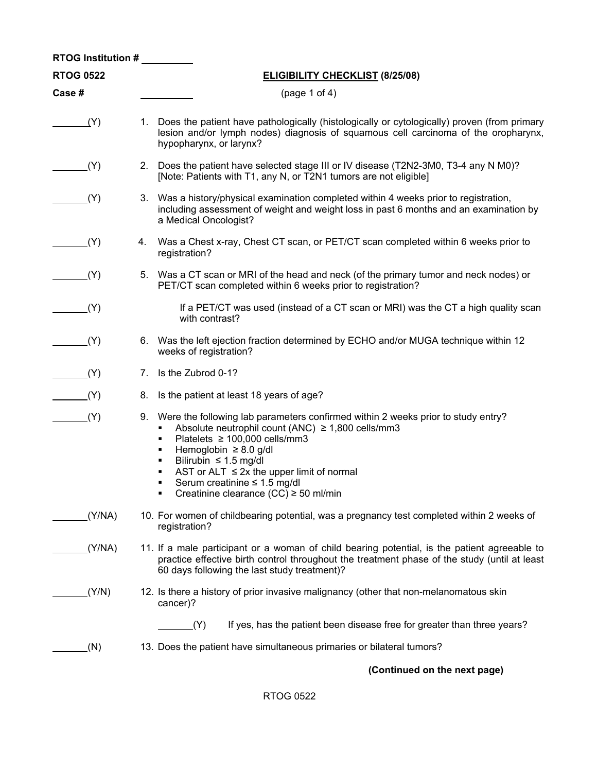**RTOG Institution #** ________

**RTOG 0522** **ELIGIBILITY CHECKLIST (8/25/08)**

**Case #** ________ (page 1 of 4)

_______(Y) 1. Does the patient have pathologically (histologically or cytologically) proven (from primary lesion and/or lymph nodes) diagnosis of squamous cell carcinoma of the oropharynx, hypopharynx, or larynx?

_______(Y) 2. Does the patient have selected stage III or IV disease (T2N2-3M0, T3-4 any N M0)? [Note: Patients with T1, any N, or T2N1 tumors are not eligible]

_______(Y) 3. Was a history/physical examination completed within 4 weeks prior to registration, including assessment of weight and weight loss in past 6 months and an examination by a Medical Oncologist?

_______(Y) 4. Was a Chest x-ray, Chest CT scan, or PET/CT scan completed within 6 weeks prior to registration?

_______(Y) 5. Was a CT scan or MRI of the head and neck (of the primary tumor and neck nodes) or PET/CT scan completed within 6 weeks prior to registration?

_______(Y) If a PET/CT was used (instead of a CT scan or MRI) was the CT a high quality scan with contrast?

_______(Y) 6. Was the left ejection fraction determined by ECHO and/or MUGA technique within 12 weeks of registration?

_______(Y) 7. Is the Zubrod 0-1?

_______(Y) 8. Is the patient at least 18 years of age?

_______(Y) 9. Were the following lab parameters confirmed within 2 weeks prior to study entry?
- Absolute neutrophil count (ANC) ≥ 1,800 cells/mm3
- Platelets ≥ 100,000 cells/mm3
- Hemoglobin ≥ 8.0 g/dl
- Bilirubin ≤ 1.5 mg/dl
- AST or ALT ≤ 2x the upper limit of normal
- Serum creatinine ≤ 1.5 mg/dl
- Creatinine clearance (CC) ≥ 50 ml/min

_______(Y/NA) 10. For women of childbearing potential, was a pregnancy test completed within 2 weeks of registration?

_______(Y/NA) 11. If a male participant or a woman of child bearing potential, is the patient agreeable to practice effective birth control throughout the treatment phase of the study (until at least 60 days following the last study treatment)?

_______(Y/N) 12. Is there a history of prior invasive malignancy (other that non-melanomatous skin cancer)?

_______(Y) If yes, has the patient been disease free for greater than three years?

_______(N) 13. Does the patient have simultaneous primaries or bilateral tumors?

**(Continued on the next page)**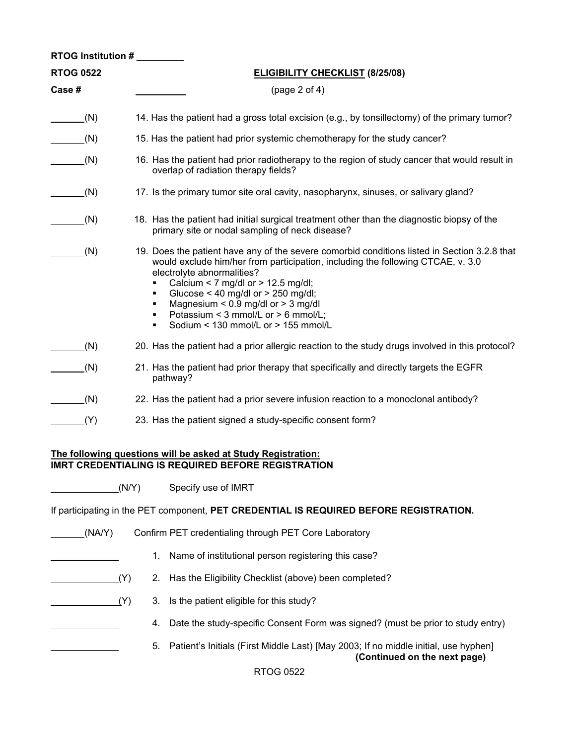RTOG Institution # _________

**RTOG 0522** **ELIGIBILITY CHECKLIST (8/25/08)**

**Case #** __________ (page 2 of 4)

_______(N) 14. Has the patient had a gross total excision (e.g., by tonsillectomy) of the primary tumor?

_______(N) 15. Has the patient had prior systemic chemotherapy for the study cancer?

_______(N) 16. Has the patient had prior radiotherapy to the region of study cancer that would result in overlap of radiation therapy fields?

_______(N) 17. Is the primary tumor site oral cavity, nasopharynx, sinuses, or salivary gland?

_______(N) 18. Has the patient had initial surgical treatment other than the diagnostic biopsy of the primary site or nodal sampling of neck disease?

_______(N) 19. Does the patient have any of the severe comorbid conditions listed in Section 3.2.8 that would exclude him/her from participation, including the following CTCAE, v. 3.0 electrolyte abnormalities?
- Calcium < 7 mg/dl or > 12.5 mg/dl;
- Glucose < 40 mg/dl or > 250 mg/dl;
- Magnesium < 0.9 mg/dl or > 3 mg/dl
- Potassium < 3 mmol/L or > 6 mmol/L;
- Sodium < 130 mmol/L or > 155 mmol/L

_______(N) 20. Has the patient had a prior allergic reaction to the study drugs involved in this protocol?

_______(N) 21. Has the patient had prior therapy that specifically and directly targets the EGFR pathway?

_______(N) 22. Has the patient had a prior severe infusion reaction to a monoclonal antibody?

_______(Y) 23. Has the patient signed a study-specific consent form?

**The following questions will be asked at Study Registration:**
**IMRT CREDENTIALING IS REQUIRED BEFORE REGISTRATION**

_____________(N/Y) Specify use of IMRT

If participating in the PET component, **PET CREDENTIAL IS REQUIRED BEFORE REGISTRATION.**

_______(NA/Y) Confirm PET credentialing through PET Core Laboratory

_____________ 1. Name of institutional person registering this case?

_____________(Y) 2. Has the Eligibility Checklist (above) been completed?

_____________(Y) 3. Is the patient eligible for this study?

_____________ 4. Date the study-specific Consent Form was signed? (must be prior to study entry)

_____________ 5. Patient's Initials (First Middle Last) [May 2003; If no middle initial, use hyphen]

**(Continued on the next page)**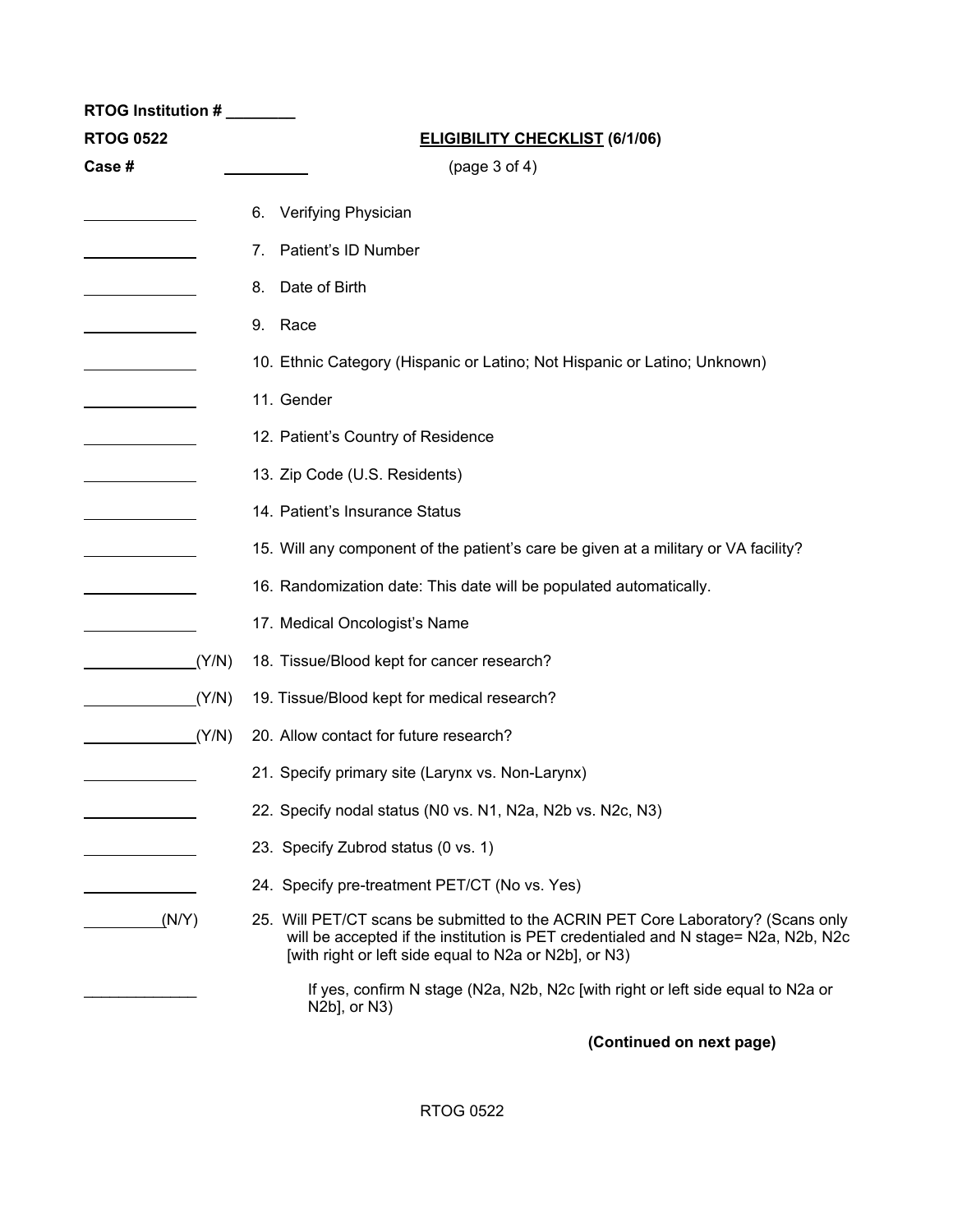RTOG Institution # ________

**RTOG 0522** **ELIGIBILITY CHECKLIST (6/1/06)**

**Case #** __________ (page 3 of 4)

_____________ 6. Verifying Physician

_____________ 7. Patient's ID Number

_____________ 8. Date of Birth

_____________ 9. Race

_____________ 10. Ethnic Category (Hispanic or Latino; Not Hispanic or Latino; Unknown)

_____________ 11. Gender

_____________ 12. Patient's Country of Residence

_____________ 13. Zip Code (U.S. Residents)

_____________ 14. Patient's Insurance Status

_____________ 15. Will any component of the patient's care be given at a military or VA facility?

_____________ 16. Randomization date: This date will be populated automatically.

_____________ 17. Medical Oncologist's Name

_____________(Y/N) 18. Tissue/Blood kept for cancer research?

_____________(Y/N) 19. Tissue/Blood kept for medical research?

_____________(Y/N) 20. Allow contact for future research?

_____________ 21. Specify primary site (Larynx vs. Non-Larynx)

_____________ 22. Specify nodal status (N0 vs. N1, N2a, N2b vs. N2c, N3)

_____________ 23. Specify Zubrod status (0 vs. 1)

_____________ 24. Specify pre-treatment PET/CT (No vs. Yes)

_________(N/Y) 25. Will PET/CT scans be submitted to the ACRIN PET Core Laboratory? (Scans only will be accepted if the institution is PET credentialed and N stage= N2a, N2b, N2c [with right or left side equal to N2a or N2b], or N3)

_____________ If yes, confirm N stage (N2a, N2b, N2c [with right or left side equal to N2a or N2b], or N3)

**(Continued on next page)**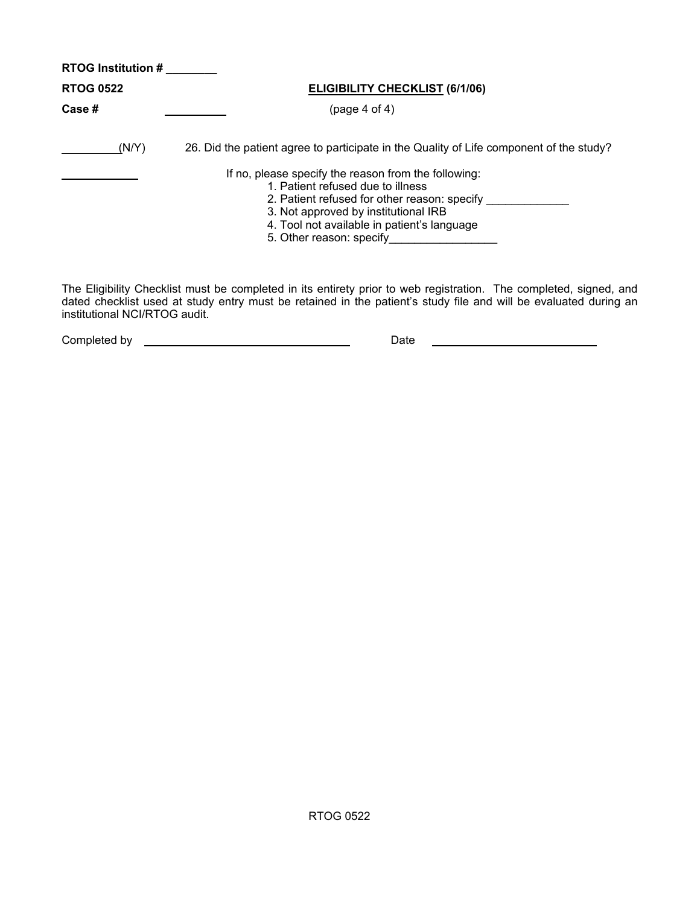RTOG Institution # ________

**RTOG 0522** **ELIGIBILITY CHECKLIST (6/1/06)**

**Case #** __________ (page 4 of 4)

_________(N/Y) 26. Did the patient agree to participate in the Quality of Life component of the study?

____________ If no, please specify the reason from the following:

1. Patient refused due to illness
2. Patient refused for other reason: specify _____________
3. Not approved by institutional IRB
4. Tool not available in patient's language
5. Other reason: specify_________________

The Eligibility Checklist must be completed in its entirety prior to web registration. The completed, signed, and dated checklist used at study entry must be retained in the patient's study file and will be evaluated during an institutional NCI/RTOG audit.

Completed by ______________________________ Date __________________________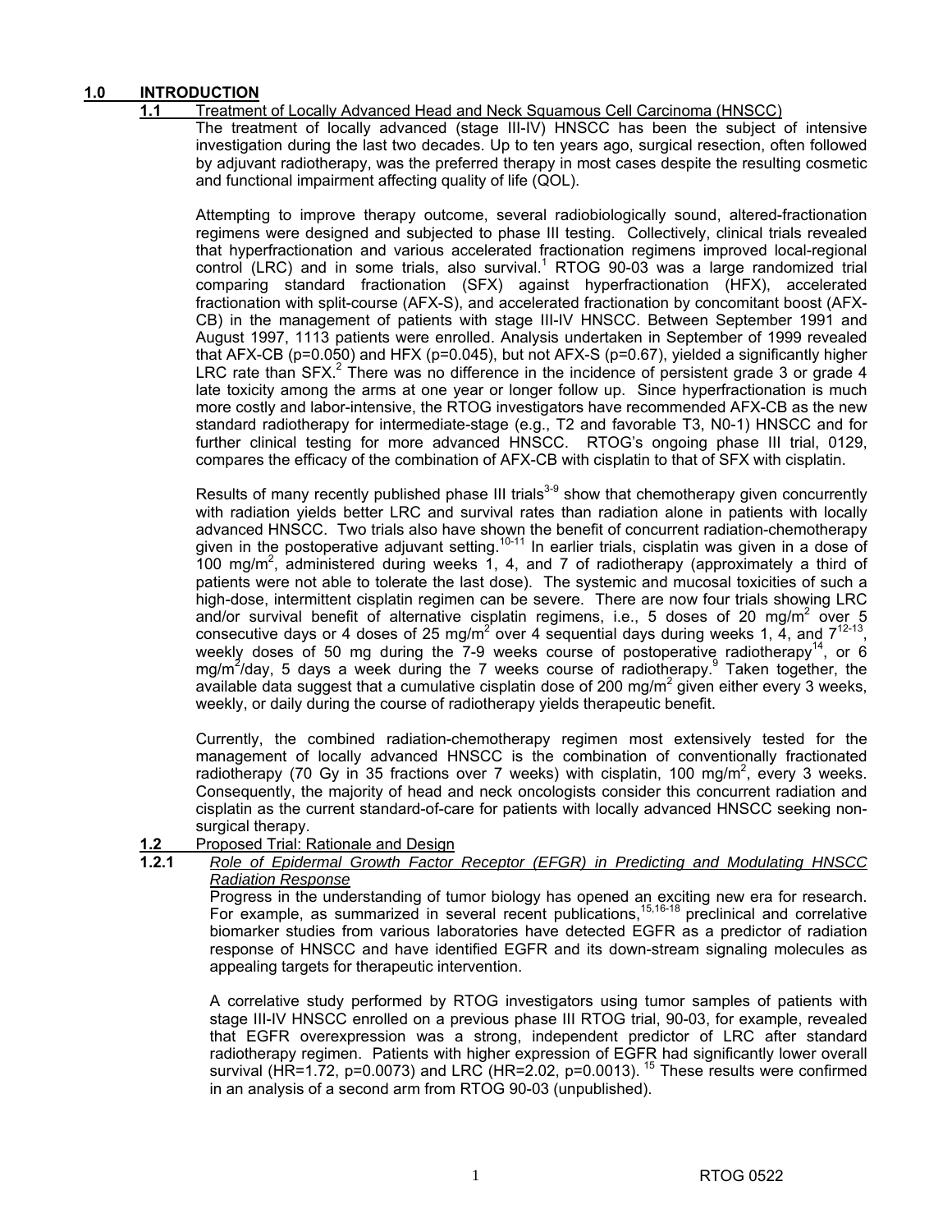## 1.0 INTRODUCTION

### 1.1 Treatment of Locally Advanced Head and Neck Squamous Cell Carcinoma (HNSCC)

The treatment of locally advanced (stage III-IV) HNSCC has been the subject of intensive investigation during the last two decades. Up to ten years ago, surgical resection, often followed by adjuvant radiotherapy, was the preferred therapy in most cases despite the resulting cosmetic and functional impairment affecting quality of life (QOL).

Attempting to improve therapy outcome, several radiobiologically sound, altered-fractionation regimens were designed and subjected to phase III testing. Collectively, clinical trials revealed that hyperfractionation and various accelerated fractionation regimens improved local-regional control (LRC) and in some trials, also survival.[1] RTOG 90-03 was a large randomized trial comparing standard fractionation (SFX) against hyperfractionation (HFX), accelerated fractionation with split-course (AFX-S), and accelerated fractionation by concomitant boost (AFX-CB) in the management of patients with stage III-IV HNSCC. Between September 1991 and August 1997, 1113 patients were enrolled. Analysis undertaken in September of 1999 revealed that AFX-CB ($p=0.050$) and HFX ($p=0.045$), but not AFX-S ($p=0.67$), yielded a significantly higher LRC rate than SFX.[2] There was no difference in the incidence of persistent grade 3 or grade 4 late toxicity among the arms at one year or longer follow up. Since hyperfractionation is much more costly and labor-intensive, the RTOG investigators have recommended AFX-CB as the new standard radiotherapy for intermediate-stage (e.g., T2 and favorable T3, N0-1) HNSCC and for further clinical testing for more advanced HNSCC. RTOG's ongoing phase III trial, 0129, compares the efficacy of the combination of AFX-CB with cisplatin to that of SFX with cisplatin.

Results of many recently published phase III trials[3-9] show that chemotherapy given concurrently with radiation yields better LRC and survival rates than radiation alone in patients with locally advanced HNSCC. Two trials also have shown the benefit of concurrent radiation-chemotherapy given in the postoperative adjuvant setting.[10-11] In earlier trials, cisplatin was given in a dose of 100 mg/m$^2$, administered during weeks 1, 4, and 7 of radiotherapy (approximately a third of patients were not able to tolerate the last dose). The systemic and mucosal toxicities of such a high-dose, intermittent cisplatin regimen can be severe. There are now four trials showing LRC and/or survival benefit of alternative cisplatin regimens, i.e., 5 doses of 20 mg/m$^2$ over 5 consecutive days or 4 doses of 25 mg/m$^2$ over 4 sequential days during weeks 1, 4, and 7[12-13], weekly doses of 50 mg during the 7-9 weeks course of postoperative radiotherapy[14], or 6 mg/m$^2$/day, 5 days a week during the 7 weeks course of radiotherapy.[9] Taken together, the available data suggest that a cumulative cisplatin dose of 200 mg/m$^2$ given either every 3 weeks, weekly, or daily during the course of radiotherapy yields therapeutic benefit.

Currently, the combined radiation-chemotherapy regimen most extensively tested for the management of locally advanced HNSCC is the combination of conventionally fractionated radiotherapy (70 Gy in 35 fractions over 7 weeks) with cisplatin, 100 mg/m$^2$, every 3 weeks. Consequently, the majority of head and neck oncologists consider this concurrent radiation and cisplatin as the current standard-of-care for patients with locally advanced HNSCC seeking non-surgical therapy.

### 1.2 Proposed Trial: Rationale and Design

#### 1.2.1 *Role of Epidermal Growth Factor Receptor (EGFR) in Predicting and Modulating HNSCC Radiation Response*

Progress in the understanding of tumor biology has opened an exciting new era for research. For example, as summarized in several recent publications,[15,16-18] preclinical and correlative biomarker studies from various laboratories have detected EGFR as a predictor of radiation response of HNSCC and have identified EGFR and its down-stream signaling molecules as appealing targets for therapeutic intervention.

A correlative study performed by RTOG investigators using tumor samples of patients with stage III-IV HNSCC enrolled on a previous phase III RTOG trial, 90-03, for example, revealed that EGFR overexpression was a strong, independent predictor of LRC after standard radiotherapy regimen. Patients with higher expression of EGFR had significantly lower overall survival ($HR=1.72$, $p=0.0073$) and LRC ($HR=2.02$, $p=0.0013$).[15] These results were confirmed in an analysis of a second arm from RTOG 90-03 (unpublished).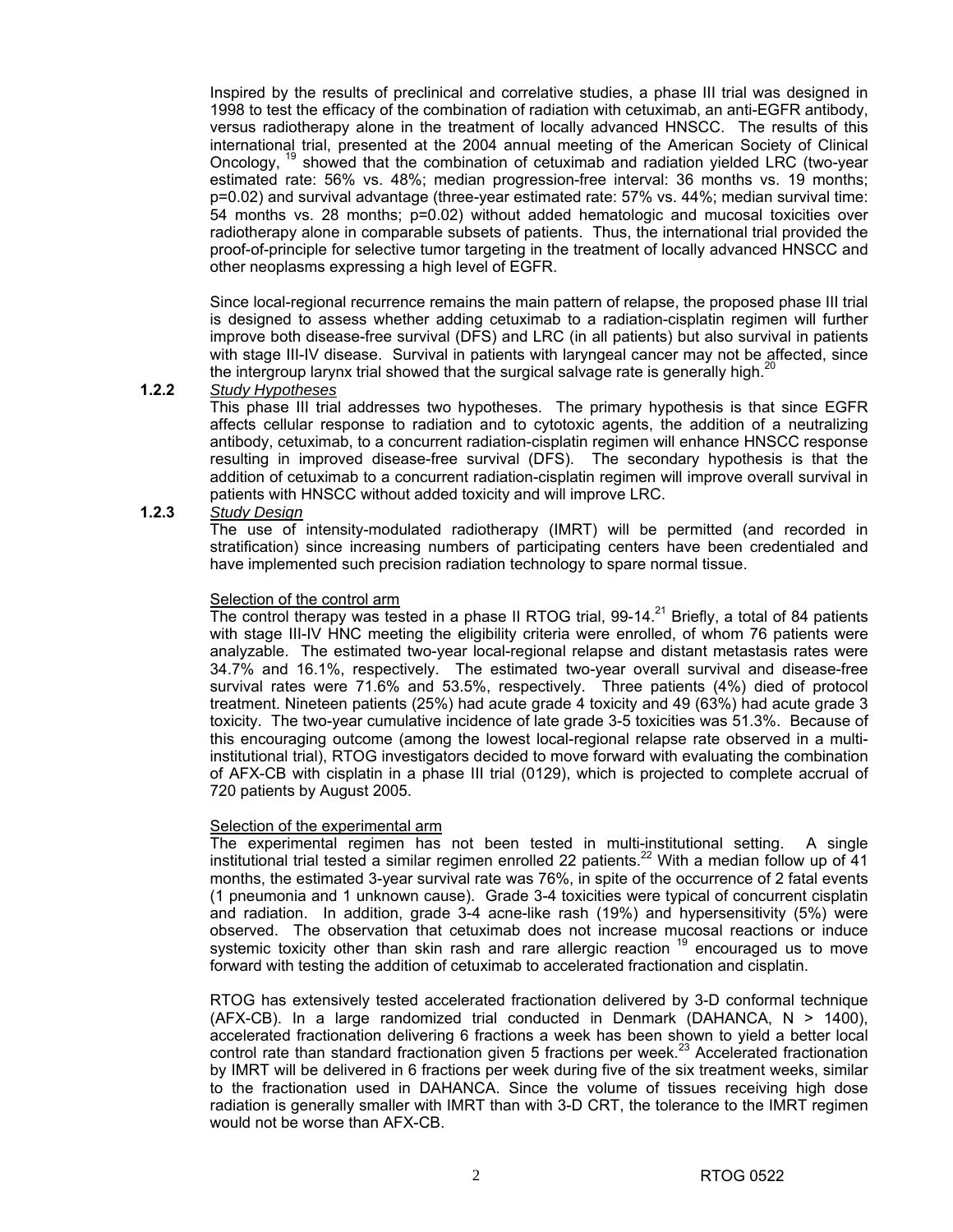Inspired by the results of preclinical and correlative studies, a phase III trial was designed in 1998 to test the efficacy of the combination of radiation with cetuximab, an anti-EGFR antibody, versus radiotherapy alone in the treatment of locally advanced HNSCC. The results of this international trial, presented at the 2004 annual meeting of the American Society of Clinical Oncology, [19] showed that the combination of cetuximab and radiation yielded LRC (two-year estimated rate: 56% vs. 48%; median progression-free interval: 36 months vs. 19 months; p=0.02) and survival advantage (three-year estimated rate: 57% vs. 44%; median survival time: 54 months vs. 28 months; p=0.02) without added hematologic and mucosal toxicities over radiotherapy alone in comparable subsets of patients. Thus, the international trial provided the proof-of-principle for selective tumor targeting in the treatment of locally advanced HNSCC and other neoplasms expressing a high level of EGFR.

Since local-regional recurrence remains the main pattern of relapse, the proposed phase III trial is designed to assess whether adding cetuximab to a radiation-cisplatin regimen will further improve both disease-free survival (DFS) and LRC (in all patients) but also survival in patients with stage III-IV disease. Survival in patients with laryngeal cancer may not be affected, since the intergroup larynx trial showed that the surgical salvage rate is generally high.[20]

**1.2.2** *Study Hypotheses*

This phase III trial addresses two hypotheses. The primary hypothesis is that since EGFR affects cellular response to radiation and to cytotoxic agents, the addition of a neutralizing antibody, cetuximab, to a concurrent radiation-cisplatin regimen will enhance HNSCC response resulting in improved disease-free survival (DFS). The secondary hypothesis is that the addition of cetuximab to a concurrent radiation-cisplatin regimen will improve overall survival in patients with HNSCC without added toxicity and will improve LRC.

**1.2.3** *Study Design*

The use of intensity-modulated radiotherapy (IMRT) will be permitted (and recorded in stratification) since increasing numbers of participating centers have been credentialed and have implemented such precision radiation technology to spare normal tissue.

Selection of the control arm

The control therapy was tested in a phase II RTOG trial, 99-14.[21] Briefly, a total of 84 patients with stage III-IV HNC meeting the eligibility criteria were enrolled, of whom 76 patients were analyzable. The estimated two-year local-regional relapse and distant metastasis rates were 34.7% and 16.1%, respectively. The estimated two-year overall survival and disease-free survival rates were 71.6% and 53.5%, respectively. Three patients (4%) died of protocol treatment. Nineteen patients (25%) had acute grade 4 toxicity and 49 (63%) had acute grade 3 toxicity. The two-year cumulative incidence of late grade 3-5 toxicities was 51.3%. Because of this encouraging outcome (among the lowest local-regional relapse rate observed in a multi-institutional trial), RTOG investigators decided to move forward with evaluating the combination of AFX-CB with cisplatin in a phase III trial (0129), which is projected to complete accrual of 720 patients by August 2005.

Selection of the experimental arm

The experimental regimen has not been tested in multi-institutional setting. A single institutional trial tested a similar regimen enrolled 22 patients.[22] With a median follow up of 41 months, the estimated 3-year survival rate was 76%, in spite of the occurrence of 2 fatal events (1 pneumonia and 1 unknown cause). Grade 3-4 toxicities were typical of concurrent cisplatin and radiation. In addition, grade 3-4 acne-like rash (19%) and hypersensitivity (5%) were observed. The observation that cetuximab does not increase mucosal reactions or induce systemic toxicity other than skin rash and rare allergic reaction [19] encouraged us to move forward with testing the addition of cetuximab to accelerated fractionation and cisplatin.

RTOG has extensively tested accelerated fractionation delivered by 3-D conformal technique (AFX-CB). In a large randomized trial conducted in Denmark (DAHANCA, N > 1400), accelerated fractionation delivering 6 fractions a week has been shown to yield a better local control rate than standard fractionation given 5 fractions per week.[23] Accelerated fractionation by IMRT will be delivered in 6 fractions per week during five of the six treatment weeks, similar to the fractionation used in DAHANCA. Since the volume of tissues receiving high dose radiation is generally smaller with IMRT than with 3-D CRT, the tolerance to the IMRT regimen would not be worse than AFX-CB.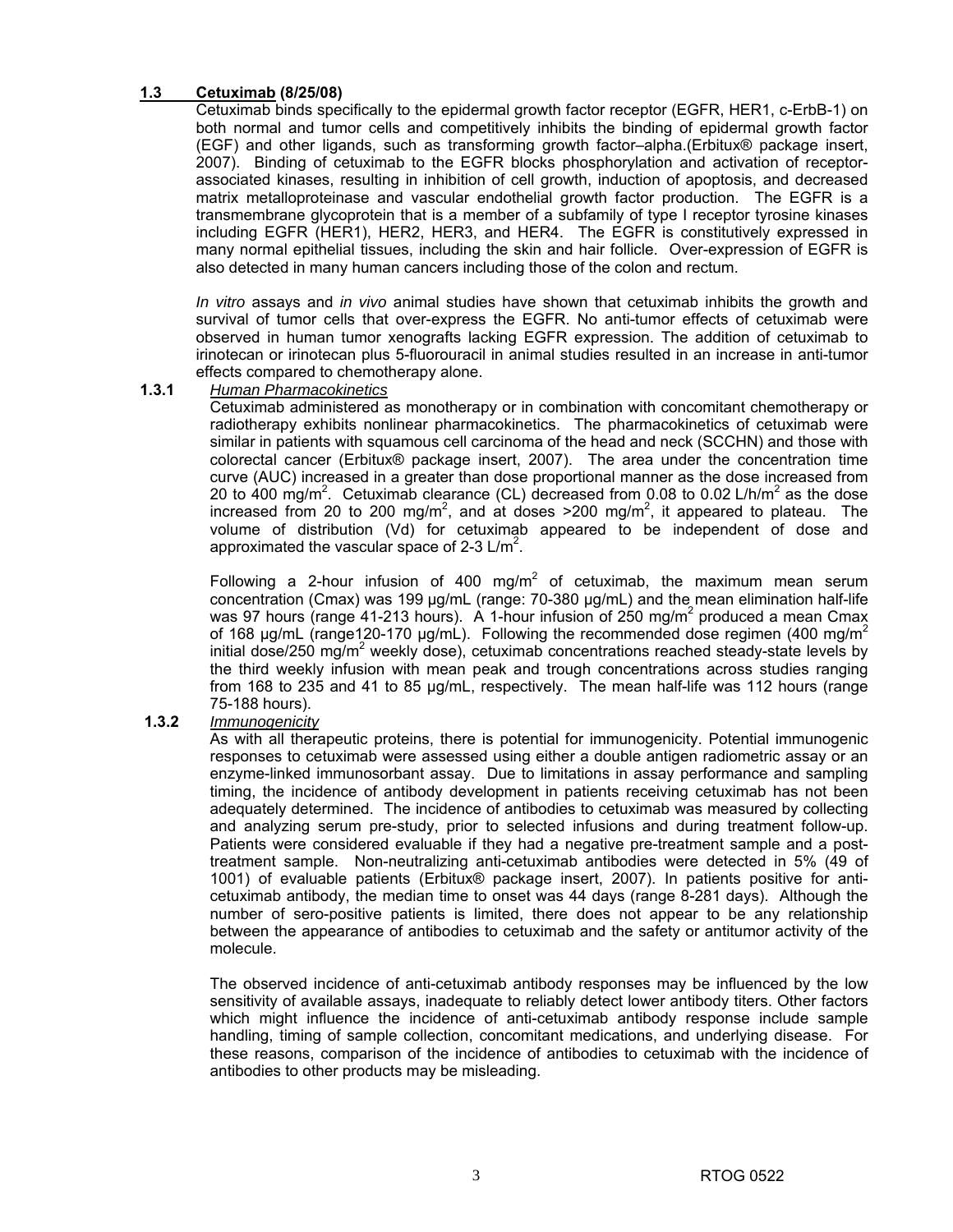## 1.3 Cetuximab (8/25/08)

Cetuximab binds specifically to the epidermal growth factor receptor (EGFR, HER1, c-ErbB-1) on both normal and tumor cells and competitively inhibits the binding of epidermal growth factor (EGF) and other ligands, such as transforming growth factor–alpha.(Erbitux® package insert, 2007). Binding of cetuximab to the EGFR blocks phosphorylation and activation of receptor-associated kinases, resulting in inhibition of cell growth, induction of apoptosis, and decreased matrix metalloproteinase and vascular endothelial growth factor production. The EGFR is a transmembrane glycoprotein that is a member of a subfamily of type I receptor tyrosine kinases including EGFR (HER1), HER2, HER3, and HER4. The EGFR is constitutively expressed in many normal epithelial tissues, including the skin and hair follicle. Over-expression of EGFR is also detected in many human cancers including those of the colon and rectum.

*In vitro* assays and *in vivo* animal studies have shown that cetuximab inhibits the growth and survival of tumor cells that over-express the EGFR. No anti-tumor effects of cetuximab were observed in human tumor xenografts lacking EGFR expression. The addition of cetuximab to irinotecan or irinotecan plus 5-fluorouracil in animal studies resulted in an increase in anti-tumor effects compared to chemotherapy alone.

### 1.3.1 *Human Pharmacokinetics*

Cetuximab administered as monotherapy or in combination with concomitant chemotherapy or radiotherapy exhibits nonlinear pharmacokinetics. The pharmacokinetics of cetuximab were similar in patients with squamous cell carcinoma of the head and neck (SCCHN) and those with colorectal cancer (Erbitux® package insert, 2007). The area under the concentration time curve (AUC) increased in a greater than dose proportional manner as the dose increased from 20 to 400 mg/m$^2$. Cetuximab clearance (CL) decreased from 0.08 to 0.02 L/h/m$^2$ as the dose increased from 20 to 200 mg/m$^2$, and at doses >200 mg/m$^2$, it appeared to plateau. The volume of distribution (Vd) for cetuximab appeared to be independent of dose and approximated the vascular space of 2-3 L/m$^2$.

Following a 2-hour infusion of 400 mg/m$^2$ of cetuximab, the maximum mean serum concentration (Cmax) was 199 µg/mL (range: 70-380 µg/mL) and the mean elimination half-life was 97 hours (range 41-213 hours). A 1-hour infusion of 250 mg/m$^2$ produced a mean Cmax of 168 µg/mL (range120-170 µg/mL). Following the recommended dose regimen (400 mg/m$^2$ initial dose/250 mg/m$^2$ weekly dose), cetuximab concentrations reached steady-state levels by the third weekly infusion with mean peak and trough concentrations across studies ranging from 168 to 235 and 41 to 85 µg/mL, respectively. The mean half-life was 112 hours (range 75-188 hours).

### 1.3.2 *Immunogenicity*

As with all therapeutic proteins, there is potential for immunogenicity. Potential immunogenic responses to cetuximab were assessed using either a double antigen radiometric assay or an enzyme-linked immunosorbant assay. Due to limitations in assay performance and sampling timing, the incidence of antibody development in patients receiving cetuximab has not been adequately determined. The incidence of antibodies to cetuximab was measured by collecting and analyzing serum pre-study, prior to selected infusions and during treatment follow-up. Patients were considered evaluable if they had a negative pre-treatment sample and a post-treatment sample. Non-neutralizing anti-cetuximab antibodies were detected in 5% (49 of 1001) of evaluable patients (Erbitux® package insert, 2007). In patients positive for anti-cetuximab antibody, the median time to onset was 44 days (range 8-281 days). Although the number of sero-positive patients is limited, there does not appear to be any relationship between the appearance of antibodies to cetuximab and the safety or antitumor activity of the molecule.

The observed incidence of anti-cetuximab antibody responses may be influenced by the low sensitivity of available assays, inadequate to reliably detect lower antibody titers. Other factors which might influence the incidence of anti-cetuximab antibody response include sample handling, timing of sample collection, concomitant medications, and underlying disease. For these reasons, comparison of the incidence of antibodies to cetuximab with the incidence of antibodies to other products may be misleading.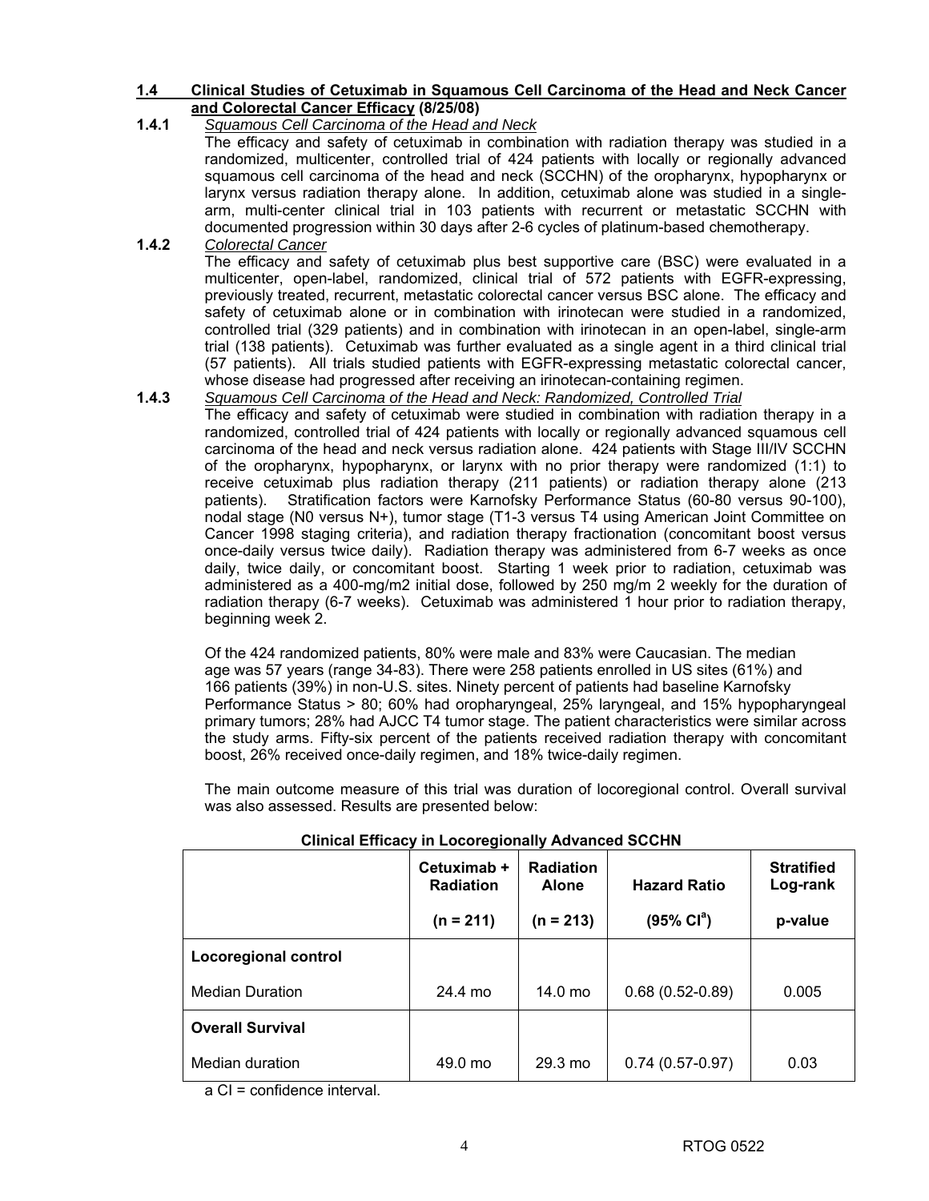### 1.4 Clinical Studies of Cetuximab in Squamous Cell Carcinoma of the Head and Neck Cancer and Colorectal Cancer Efficacy (8/25/08)

**1.4.1** *Squamous Cell Carcinoma of the Head and Neck*

The efficacy and safety of cetuximab in combination with radiation therapy was studied in a randomized, multicenter, controlled trial of 424 patients with locally or regionally advanced squamous cell carcinoma of the head and neck (SCCHN) of the oropharynx, hypopharynx or larynx versus radiation therapy alone. In addition, cetuximab alone was studied in a single-arm, multi-center clinical trial in 103 patients with recurrent or metastatic SCCHN with documented progression within 30 days after 2-6 cycles of platinum-based chemotherapy.

**1.4.2** *Colorectal Cancer*

The efficacy and safety of cetuximab plus best supportive care (BSC) were evaluated in a multicenter, open-label, randomized, clinical trial of 572 patients with EGFR-expressing, previously treated, recurrent, metastatic colorectal cancer versus BSC alone. The efficacy and safety of cetuximab alone or in combination with irinotecan were studied in a randomized, controlled trial (329 patients) and in combination with irinotecan in an open-label, single-arm trial (138 patients). Cetuximab was further evaluated as a single agent in a third clinical trial (57 patients). All trials studied patients with EGFR-expressing metastatic colorectal cancer, whose disease had progressed after receiving an irinotecan-containing regimen.

**1.4.3** *Squamous Cell Carcinoma of the Head and Neck: Randomized, Controlled Trial*

The efficacy and safety of cetuximab were studied in combination with radiation therapy in a randomized, controlled trial of 424 patients with locally or regionally advanced squamous cell carcinoma of the head and neck versus radiation alone. 424 patients with Stage III/IV SCCHN of the oropharynx, hypopharynx, or larynx with no prior therapy were randomized (1:1) to receive cetuximab plus radiation therapy (211 patients) or radiation therapy alone (213 patients). Stratification factors were Karnofsky Performance Status (60-80 versus 90-100), nodal stage (N0 versus N+), tumor stage (T1-3 versus T4 using American Joint Committee on Cancer 1998 staging criteria), and radiation therapy fractionation (concomitant boost versus once-daily versus twice daily). Radiation therapy was administered from 6-7 weeks as once daily, twice daily, or concomitant boost. Starting 1 week prior to radiation, cetuximab was administered as a 400-mg/m2 initial dose, followed by 250 mg/m 2 weekly for the duration of radiation therapy (6-7 weeks). Cetuximab was administered 1 hour prior to radiation therapy, beginning week 2.

Of the 424 randomized patients, 80% were male and 83% were Caucasian. The median age was 57 years (range 34-83). There were 258 patients enrolled in US sites (61%) and 166 patients (39%) in non-U.S. sites. Ninety percent of patients had baseline Karnofsky Performance Status > 80; 60% had oropharyngeal, 25% laryngeal, and 15% hypopharyngeal primary tumors; 28% had AJCC T4 tumor stage. The patient characteristics were similar across the study arms. Fifty-six percent of the patients received radiation therapy with concomitant boost, 26% received once-daily regimen, and 18% twice-daily regimen.

The main outcome measure of this trial was duration of locoregional control. Overall survival was also assessed. Results are presented below:

**Clinical Efficacy in Locoregionally Advanced SCCHN**

| | Cetuximab + Radiation (n = 211) | Radiation Alone (n = 213) | Hazard Ratio (95% CI[a]) | Stratified Log-rank p-value |
|---|---|---|---|---|
| **Locoregional control** | | | | |
| Median Duration | 24.4 mo | 14.0 mo | 0.68 (0.52-0.89) | 0.005 |
| **Overall Survival** | | | | |
| Median duration | 49.0 mo | 29.3 mo | 0.74 (0.57-0.97) | 0.03 |

a CI = confidence interval.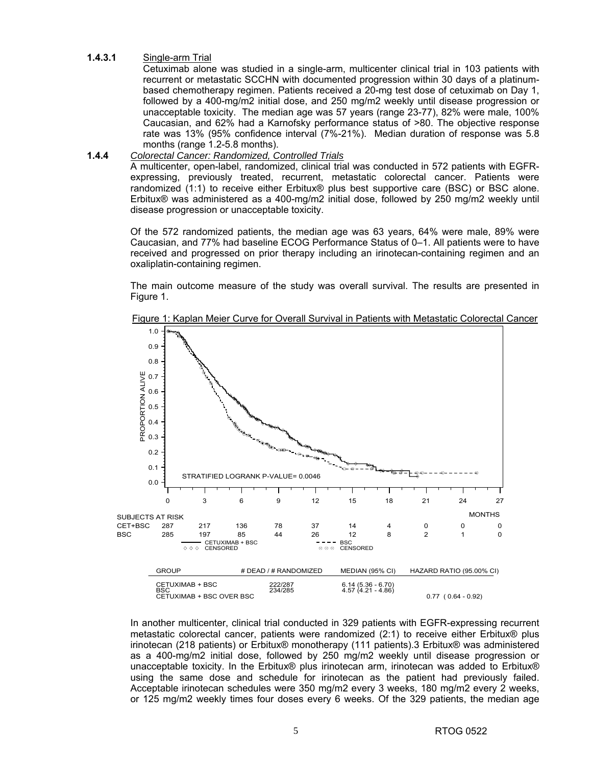**1.4.3.1** Single-arm Trial

Cetuximab alone was studied in a single-arm, multicenter clinical trial in 103 patients with recurrent or metastatic SCCHN with documented progression within 30 days of a platinum-based chemotherapy regimen. Patients received a 20-mg test dose of cetuximab on Day 1, followed by a 400-mg/m2 initial dose, and 250 mg/m2 weekly until disease progression or unacceptable toxicity. The median age was 57 years (range 23-77), 82% were male, 100% Caucasian, and 62% had a Karnofsky performance status of >80. The objective response rate was 13% (95% confidence interval (7%-21%). Median duration of response was 5.8 months (range 1.2-5.8 months).

**1.4.4** *Colorectal Cancer: Randomized, Controlled Trials*

A multicenter, open-label, randomized, clinical trial was conducted in 572 patients with EGFR-expressing, previously treated, recurrent, metastatic colorectal cancer. Patients were randomized (1:1) to receive either Erbitux® plus best supportive care (BSC) or BSC alone. Erbitux® was administered as a 400-mg/m2 initial dose, followed by 250 mg/m2 weekly until disease progression or unacceptable toxicity.

Of the 572 randomized patients, the median age was 63 years, 64% were male, 89% were Caucasian, and 77% had baseline ECOG Performance Status of 0–1. All patients were to have received and progressed on prior therapy including an irinotecan-containing regimen and an oxaliplatin-containing regimen.

The main outcome measure of the study was overall survival. The results are presented in Figure 1.

Figure 1: Kaplan Meier Curve for Overall Survival in Patients with Metastatic Colorectal Cancer

STRATIFIED LOGRANK P-VALUE= 0.0046

| SUBJECTS AT RISK (MONTHS) | 0 | 3 | 6 | 9 | 12 | 15 | 18 | 21 | 24 | 27 |
|---|---|---|---|---|---|---|---|---|---|---|
| CET+BSC | 287 | 217 | 136 | 78 | 37 | 14 | 4 | 0 | 0 | 0 |
| BSC | 285 | 197 | 85 | 44 | 26 | 12 | 8 | 2 | 1 | 0 |

| GROUP | # DEAD / # RANDOMIZED | MEDIAN (95% CI) | HAZARD RATIO (95.00% CI) |
|---|---|---|---|
| CETUXIMAB + BSC | 222/287 | 6.14 (5.36 - 6.70) | |
| BSC | 234/285 | 4.57 (4.21 - 4.86) | |
| CETUXIMAB + BSC OVER BSC | | | 0.77 ( 0.64 - 0.92) |

In another multicenter, clinical trial conducted in 329 patients with EGFR-expressing recurrent metastatic colorectal cancer, patients were randomized (2:1) to receive either Erbitux® plus irinotecan (218 patients) or Erbitux® monotherapy (111 patients).3 Erbitux® was administered as a 400-mg/m2 initial dose, followed by 250 mg/m2 weekly until disease progression or unacceptable toxicity. In the Erbitux® plus irinotecan arm, irinotecan was added to Erbitux® using the same dose and schedule for irinotecan as the patient had previously failed. Acceptable irinotecan schedules were 350 mg/m2 every 3 weeks, 180 mg/m2 every 2 weeks, or 125 mg/m2 weekly times four doses every 6 weeks. Of the 329 patients, the median age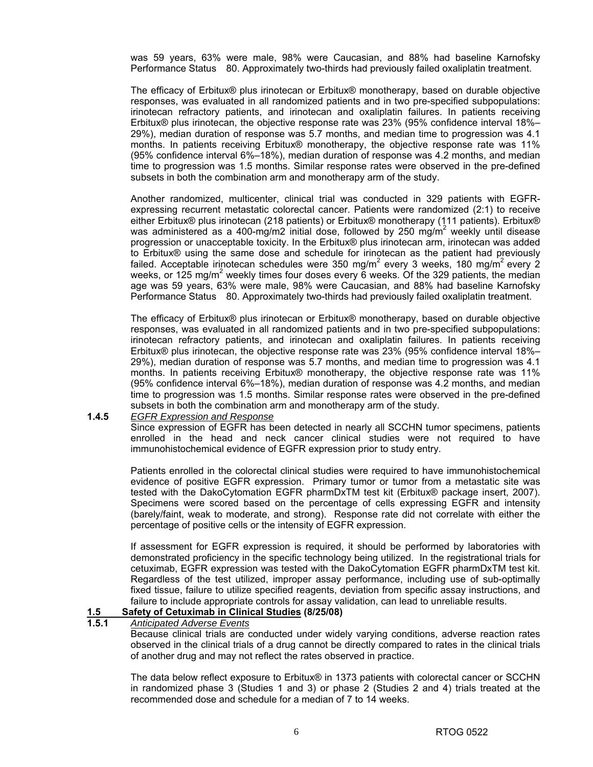was 59 years, 63% were male, 98% were Caucasian, and 88% had baseline Karnofsky Performance Status   80. Approximately two-thirds had previously failed oxaliplatin treatment.

The efficacy of Erbitux® plus irinotecan or Erbitux® monotherapy, based on durable objective responses, was evaluated in all randomized patients and in two pre-specified subpopulations: irinotecan refractory patients, and irinotecan and oxaliplatin failures. In patients receiving Erbitux® plus irinotecan, the objective response rate was 23% (95% confidence interval 18%–29%), median duration of response was 5.7 months, and median time to progression was 4.1 months. In patients receiving Erbitux® monotherapy, the objective response rate was 11% (95% confidence interval 6%–18%), median duration of response was 4.2 months, and median time to progression was 1.5 months. Similar response rates were observed in the pre-defined subsets in both the combination arm and monotherapy arm of the study.

Another randomized, multicenter, clinical trial was conducted in 329 patients with EGFR-expressing recurrent metastatic colorectal cancer. Patients were randomized (2:1) to receive either Erbitux® plus irinotecan (218 patients) or Erbitux® monotherapy (111 patients). Erbitux® was administered as a 400-mg/m2 initial dose, followed by 250 mg/m$^2$ weekly until disease progression or unacceptable toxicity. In the Erbitux® plus irinotecan arm, irinotecan was added to Erbitux® using the same dose and schedule for irinotecan as the patient had previously failed. Acceptable irinotecan schedules were 350 mg/m$^2$ every 3 weeks, 180 mg/m$^2$ every 2 weeks, or 125 mg/m$^2$ weekly times four doses every 6 weeks. Of the 329 patients, the median age was 59 years, 63% were male, 98% were Caucasian, and 88% had baseline Karnofsky Performance Status   80. Approximately two-thirds had previously failed oxaliplatin treatment.

The efficacy of Erbitux® plus irinotecan or Erbitux® monotherapy, based on durable objective responses, was evaluated in all randomized patients and in two pre-specified subpopulations: irinotecan refractory patients, and irinotecan and oxaliplatin failures. In patients receiving Erbitux® plus irinotecan, the objective response rate was 23% (95% confidence interval 18%–29%), median duration of response was 5.7 months, and median time to progression was 4.1 months. In patients receiving Erbitux® monotherapy, the objective response rate was 11% (95% confidence interval 6%–18%), median duration of response was 4.2 months, and median time to progression was 1.5 months. Similar response rates were observed in the pre-defined subsets in both the combination arm and monotherapy arm of the study.

**1.4.5** *EGFR Expression and Response*

Since expression of EGFR has been detected in nearly all SCCHN tumor specimens, patients enrolled in the head and neck cancer clinical studies were not required to have immunohistochemical evidence of EGFR expression prior to study entry.

Patients enrolled in the colorectal clinical studies were required to have immunohistochemical evidence of positive EGFR expression. Primary tumor or tumor from a metastatic site was tested with the DakoCytomation EGFR pharmDxTM test kit (Erbitux® package insert, 2007). Specimens were scored based on the percentage of cells expressing EGFR and intensity (barely/faint, weak to moderate, and strong). Response rate did not correlate with either the percentage of positive cells or the intensity of EGFR expression.

If assessment for EGFR expression is required, it should be performed by laboratories with demonstrated proficiency in the specific technology being utilized. In the registrational trials for cetuximab, EGFR expression was tested with the DakoCytomation EGFR pharmDxTM test kit. Regardless of the test utilized, improper assay performance, including use of sub-optimally fixed tissue, failure to utilize specified reagents, deviation from specific assay instructions, and failure to include appropriate controls for assay validation, can lead to unreliable results.

## 1.5 Safety of Cetuximab in Clinical Studies (8/25/08)

**1.5.1** *Anticipated Adverse Events*

Because clinical trials are conducted under widely varying conditions, adverse reaction rates observed in the clinical trials of a drug cannot be directly compared to rates in the clinical trials of another drug and may not reflect the rates observed in practice.

The data below reflect exposure to Erbitux® in 1373 patients with colorectal cancer or SCCHN in randomized phase 3 (Studies 1 and 3) or phase 2 (Studies 2 and 4) trials treated at the recommended dose and schedule for a median of 7 to 14 weeks.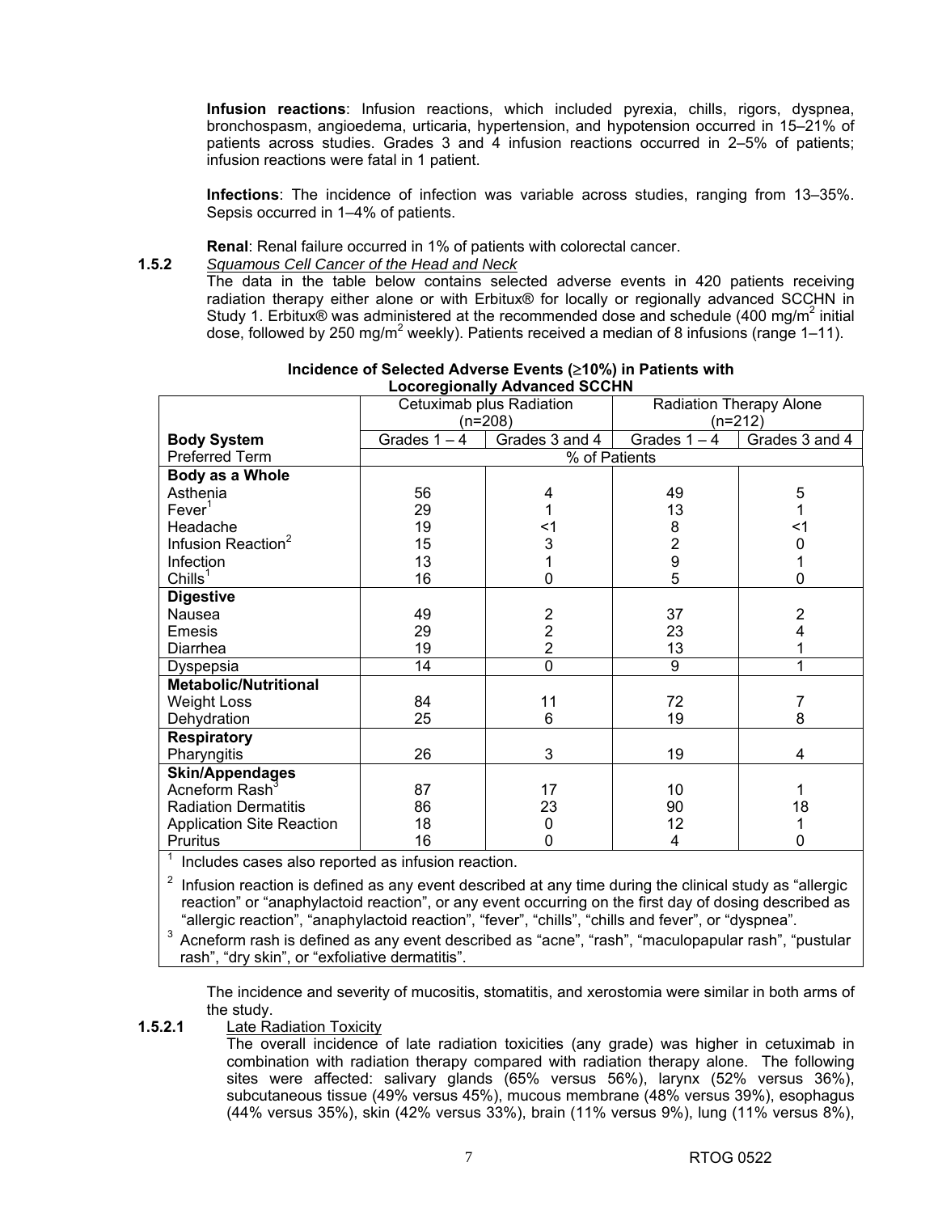**Infusion reactions**: Infusion reactions, which included pyrexia, chills, rigors, dyspnea, bronchospasm, angioedema, urticaria, hypertension, and hypotension occurred in 15–21% of patients across studies. Grades 3 and 4 infusion reactions occurred in 2–5% of patients; infusion reactions were fatal in 1 patient.

**Infections**: The incidence of infection was variable across studies, ranging from 13–35%. Sepsis occurred in 1–4% of patients.

**Renal**: Renal failure occurred in 1% of patients with colorectal cancer.

**1.5.2** *Squamous Cell Cancer of the Head and Neck*

The data in the table below contains selected adverse events in 420 patients receiving radiation therapy either alone or with Erbitux® for locally or regionally advanced SCCHN in Study 1. Erbitux® was administered at the recommended dose and schedule (400 mg/m$^2$ initial dose, followed by 250 mg/m$^2$ weekly). Patients received a median of 8 infusions (range 1–11).

**Incidence of Selected Adverse Events (≥10%) in Patients with Locoregionally Advanced SCCHN**

| | Cetuximab plus Radiation (n=208) | | Radiation Therapy Alone (n=212) | |
|---|---|---|---|---|
| **Body System** | Grades 1 – 4 | Grades 3 and 4 | Grades 1 – 4 | Grades 3 and 4 |
| Preferred Term | % of Patients | | | |
| **Body as a Whole** | | | | |
| Asthenia | 56 | 4 | 49 | 5 |
| Fever[1] | 29 | 1 | 13 | 1 |
| Headache | 19 | <1 | 8 | <1 |
| Infusion Reaction[2] | 15 | 3 | 2 | 0 |
| Infection | 13 | 1 | 9 | 1 |
| Chills[1] | 16 | 0 | 5 | 0 |
| **Digestive** | | | | |
| Nausea | 49 | 2 | 37 | 2 |
| Emesis | 29 | 2 | 23 | 4 |
| Diarrhea | 19 | 2 | 13 | 1 |
| Dyspepsia | 14 | 0 | 9 | 1 |
| **Metabolic/Nutritional** | | | | |
| Weight Loss | 84 | 11 | 72 | 7 |
| Dehydration | 25 | 6 | 19 | 8 |
| **Respiratory** | | | | |
| Pharyngitis | 26 | 3 | 19 | 4 |
| **Skin/Appendages** | | | | |
| Acneform Rash[3] | 87 | 17 | 10 | 1 |
| Radiation Dermatitis | 86 | 23 | 90 | 18 |
| Application Site Reaction | 18 | 0 | 12 | 1 |
| Pruritus | 16 | 0 | 4 | 0 |

[1] Includes cases also reported as infusion reaction.

[2] Infusion reaction is defined as any event described at any time during the clinical study as "allergic reaction" or "anaphylactoid reaction", or any event occurring on the first day of dosing described as "allergic reaction", "anaphylactoid reaction", "fever", "chills", "chills and fever", or "dyspnea".

[3] Acneform rash is defined as any event described as "acne", "rash", "maculopapular rash", "pustular rash", "dry skin", or "exfoliative dermatitis".

The incidence and severity of mucositis, stomatitis, and xerostomia were similar in both arms of the study.

**1.5.2.1** Late Radiation Toxicity

The overall incidence of late radiation toxicities (any grade) was higher in cetuximab in combination with radiation therapy compared with radiation therapy alone. The following sites were affected: salivary glands (65% versus 56%), larynx (52% versus 36%), subcutaneous tissue (49% versus 45%), mucous membrane (48% versus 39%), esophagus (44% versus 35%), skin (42% versus 33%), brain (11% versus 9%), lung (11% versus 8%),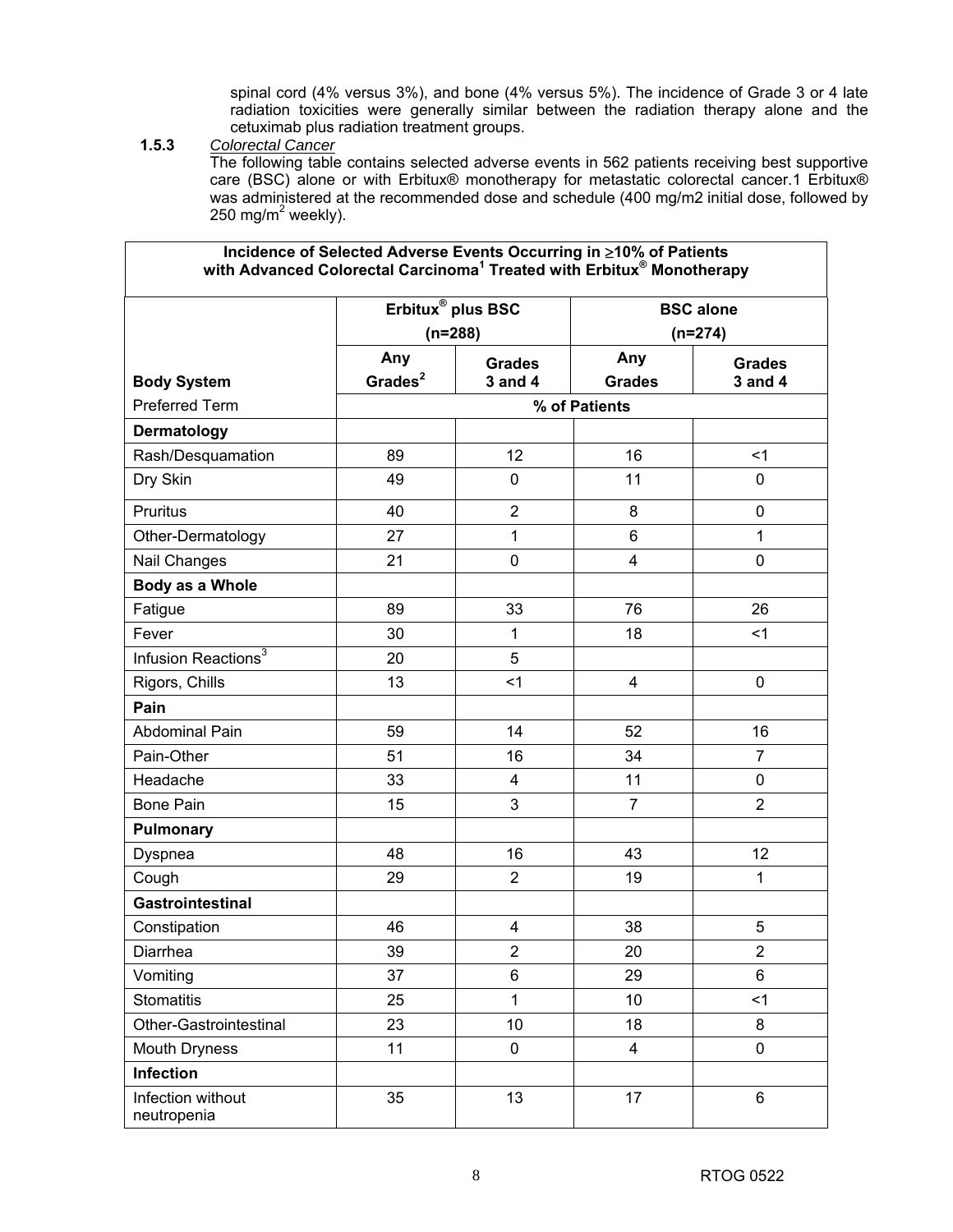spinal cord (4% versus 3%), and bone (4% versus 5%). The incidence of Grade 3 or 4 late radiation toxicities were generally similar between the radiation therapy alone and the cetuximab plus radiation treatment groups.

**1.5.3** *Colorectal Cancer*

The following table contains selected adverse events in 562 patients receiving best supportive care (BSC) alone or with Erbitux® monotherapy for metastatic colorectal cancer.1 Erbitux® was administered at the recommended dose and schedule (400 mg/m2 initial dose, followed by 250 mg/$m^2$ weekly).

**Incidence of Selected Adverse Events Occurring in ≥10% of Patients with Advanced Colorectal Carcinoma[1] Treated with Erbitux® Monotherapy**

| | Erbitux® plus BSC (n=288) | | BSC alone (n=274) | |
|---|---|---|---|---|
| **Body System** | **Any Grades[2]** | **Grades 3 and 4** | **Any Grades** | **Grades 3 and 4** |
| Preferred Term | % of Patients | | | |
| **Dermatology** | | | | |
| Rash/Desquamation | 89 | 12 | 16 | <1 |
| Dry Skin | 49 | 0 | 11 | 0 |
| Pruritus | 40 | 2 | 8 | 0 |
| Other-Dermatology | 27 | 1 | 6 | 1 |
| Nail Changes | 21 | 0 | 4 | 0 |
| **Body as a Whole** | | | | |
| Fatigue | 89 | 33 | 76 | 26 |
| Fever | 30 | 1 | 18 | <1 |
| Infusion Reactions[3] | 20 | 5 | | |
| Rigors, Chills | 13 | <1 | 4 | 0 |
| **Pain** | | | | |
| Abdominal Pain | 59 | 14 | 52 | 16 |
| Pain-Other | 51 | 16 | 34 | 7 |
| Headache | 33 | 4 | 11 | 0 |
| Bone Pain | 15 | 3 | 7 | 2 |
| **Pulmonary** | | | | |
| Dyspnea | 48 | 16 | 43 | 12 |
| Cough | 29 | 2 | 19 | 1 |
| **Gastrointestinal** | | | | |
| Constipation | 46 | 4 | 38 | 5 |
| Diarrhea | 39 | 2 | 20 | 2 |
| Vomiting | 37 | 6 | 29 | 6 |
| Stomatitis | 25 | 1 | 10 | <1 |
| Other-Gastrointestinal | 23 | 10 | 18 | 8 |
| Mouth Dryness | 11 | 0 | 4 | 0 |
| **Infection** | | | | |
| Infection without neutropenia | 35 | 13 | 17 | 6 |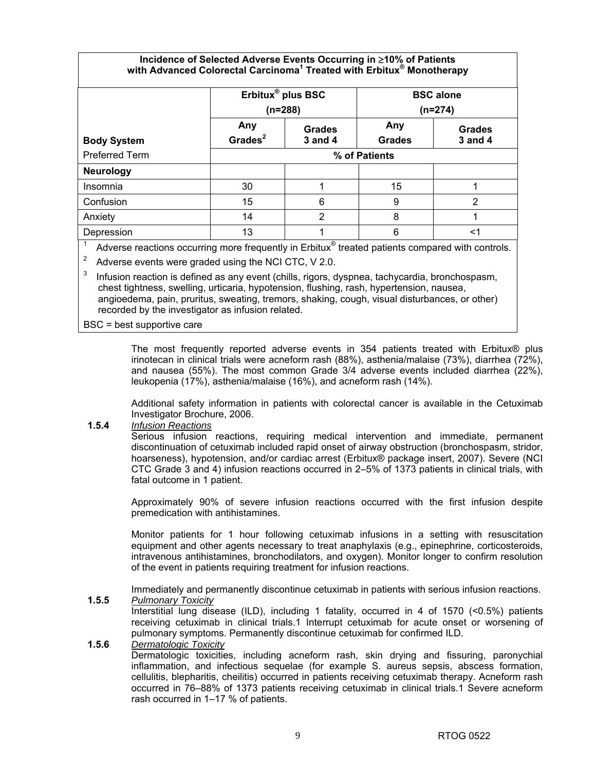**Incidence of Selected Adverse Events Occurring in ≥10% of Patients with Advanced Colorectal Carcinoma[1] Treated with Erbitux® Monotherapy**

| | Erbitux® plus BSC (n=288) | | BSC alone (n=274) | |
|---|---|---|---|---|
| **Body System** | **Any Grades[2]** | **Grades 3 and 4** | **Any Grades** | **Grades 3 and 4** |
| Preferred Term | % of Patients | | | |
| **Neurology** | | | | |
| Insomnia | 30 | 1 | 15 | 1 |
| Confusion | 15 | 6 | 9 | 2 |
| Anxiety | 14 | 2 | 8 | 1 |
| Depression | 13 | 1 | 6 | <1 |

[1] Adverse reactions occurring more frequently in Erbitux® treated patients compared with controls.

[2] Adverse events were graded using the NCI CTC, V 2.0.

[3] Infusion reaction is defined as any event (chills, rigors, dyspnea, tachycardia, bronchospasm, chest tightness, swelling, urticaria, hypotension, flushing, rash, hypertension, nausea, angioedema, pain, pruritus, sweating, tremors, shaking, cough, visual disturbances, or other) recorded by the investigator as infusion related.

BSC = best supportive care

The most frequently reported adverse events in 354 patients treated with Erbitux® plus irinotecan in clinical trials were acneform rash (88%), asthenia/malaise (73%), diarrhea (72%), and nausea (55%). The most common Grade 3/4 adverse events included diarrhea (22%), leukopenia (17%), asthenia/malaise (16%), and acneform rash (14%).

Additional safety information in patients with colorectal cancer is available in the Cetuximab Investigator Brochure, 2006.

**1.5.4** *Infusion Reactions*

Serious infusion reactions, requiring medical intervention and immediate, permanent discontinuation of cetuximab included rapid onset of airway obstruction (bronchospasm, stridor, hoarseness), hypotension, and/or cardiac arrest (Erbitux® package insert, 2007). Severe (NCI CTC Grade 3 and 4) infusion reactions occurred in 2–5% of 1373 patients in clinical trials, with fatal outcome in 1 patient.

Approximately 90% of severe infusion reactions occurred with the first infusion despite premedication with antihistamines.

Monitor patients for 1 hour following cetuximab infusions in a setting with resuscitation equipment and other agents necessary to treat anaphylaxis (e.g., epinephrine, corticosteroids, intravenous antihistamines, bronchodilators, and oxygen). Monitor longer to confirm resolution of the event in patients requiring treatment for infusion reactions.

Immediately and permanently discontinue cetuximab in patients with serious infusion reactions.

**1.5.5** *Pulmonary Toxicity*

Interstitial lung disease (ILD), including 1 fatality, occurred in 4 of 1570 (<0.5%) patients receiving cetuximab in clinical trials.1 Interrupt cetuximab for acute onset or worsening of pulmonary symptoms. Permanently discontinue cetuximab for confirmed ILD.

**1.5.6** *Dermatologic Toxicity*

Dermatologic toxicities, including acneform rash, skin drying and fissuring, paronychial inflammation, and infectious sequelae (for example S. aureus sepsis, abscess formation, cellulitis, blepharitis, cheilitis) occurred in patients receiving cetuximab therapy. Acneform rash occurred in 76–88% of 1373 patients receiving cetuximab in clinical trials.1 Severe acneform rash occurred in 1–17 % of patients.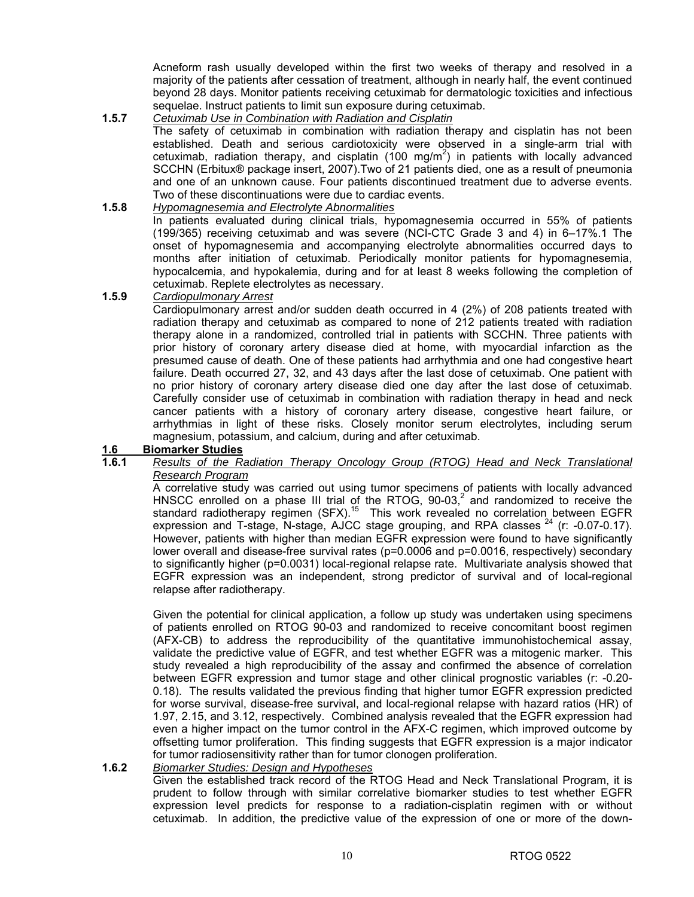Acneform rash usually developed within the first two weeks of therapy and resolved in a majority of the patients after cessation of treatment, although in nearly half, the event continued beyond 28 days. Monitor patients receiving cetuximab for dermatologic toxicities and infectious sequelae. Instruct patients to limit sun exposure during cetuximab.

**1.5.7** *Cetuximab Use in Combination with Radiation and Cisplatin*

The safety of cetuximab in combination with radiation therapy and cisplatin has not been established. Death and serious cardiotoxicity were observed in a single-arm trial with cetuximab, radiation therapy, and cisplatin (100 mg/m$^2$) in patients with locally advanced SCCHN (Erbitux® package insert, 2007).Two of 21 patients died, one as a result of pneumonia and one of an unknown cause. Four patients discontinued treatment due to adverse events. Two of these discontinuations were due to cardiac events.

**1.5.8** *Hypomagnesemia and Electrolyte Abnormalities*

In patients evaluated during clinical trials, hypomagnesemia occurred in 55% of patients (199/365) receiving cetuximab and was severe (NCI-CTC Grade 3 and 4) in 6–17%.1 The onset of hypomagnesemia and accompanying electrolyte abnormalities occurred days to months after initiation of cetuximab. Periodically monitor patients for hypomagnesemia, hypocalcemia, and hypokalemia, during and for at least 8 weeks following the completion of cetuximab. Replete electrolytes as necessary.

**1.5.9** *Cardiopulmonary Arrest*

Cardiopulmonary arrest and/or sudden death occurred in 4 (2%) of 208 patients treated with radiation therapy and cetuximab as compared to none of 212 patients treated with radiation therapy alone in a randomized, controlled trial in patients with SCCHN. Three patients with prior history of coronary artery disease died at home, with myocardial infarction as the presumed cause of death. One of these patients had arrhythmia and one had congestive heart failure. Death occurred 27, 32, and 43 days after the last dose of cetuximab. One patient with no prior history of coronary artery disease died one day after the last dose of cetuximab. Carefully consider use of cetuximab in combination with radiation therapy in head and neck cancer patients with a history of coronary artery disease, congestive heart failure, or arrhythmias in light of these risks. Closely monitor serum electrolytes, including serum magnesium, potassium, and calcium, during and after cetuximab.

## 1.6 Biomarker Studies

**1.6.1** *Results of the Radiation Therapy Oncology Group (RTOG) Head and Neck Translational Research Program*

A correlative study was carried out using tumor specimens of patients with locally advanced HNSCC enrolled on a phase III trial of the RTOG, 90-03,[2] and randomized to receive the standard radiotherapy regimen (SFX).[15] This work revealed no correlation between EGFR expression and T-stage, N-stage, AJCC stage grouping, and RPA classes [24] (r: -0.07-0.17). However, patients with higher than median EGFR expression were found to have significantly lower overall and disease-free survival rates (p=0.0006 and p=0.0016, respectively) secondary to significantly higher (p=0.0031) local-regional relapse rate. Multivariate analysis showed that EGFR expression was an independent, strong predictor of survival and of local-regional relapse after radiotherapy.

Given the potential for clinical application, a follow up study was undertaken using specimens of patients enrolled on RTOG 90-03 and randomized to receive concomitant boost regimen (AFX-CB) to address the reproducibility of the quantitative immunohistochemical assay, validate the predictive value of EGFR, and test whether EGFR was a mitogenic marker. This study revealed a high reproducibility of the assay and confirmed the absence of correlation between EGFR expression and tumor stage and other clinical prognostic variables (r: -0.20-0.18). The results validated the previous finding that higher tumor EGFR expression predicted for worse survival, disease-free survival, and local-regional relapse with hazard ratios (HR) of 1.97, 2.15, and 3.12, respectively. Combined analysis revealed that the EGFR expression had even a higher impact on the tumor control in the AFX-C regimen, which improved outcome by offsetting tumor proliferation. This finding suggests that EGFR expression is a major indicator for tumor radiosensitivity rather than for tumor clonogen proliferation.

**1.6.2** *Biomarker Studies: Design and Hypotheses*

Given the established track record of the RTOG Head and Neck Translational Program, it is prudent to follow through with similar correlative biomarker studies to test whether EGFR expression level predicts for response to a radiation-cisplatin regimen with or without cetuximab. In addition, the predictive value of the expression of one or more of the down-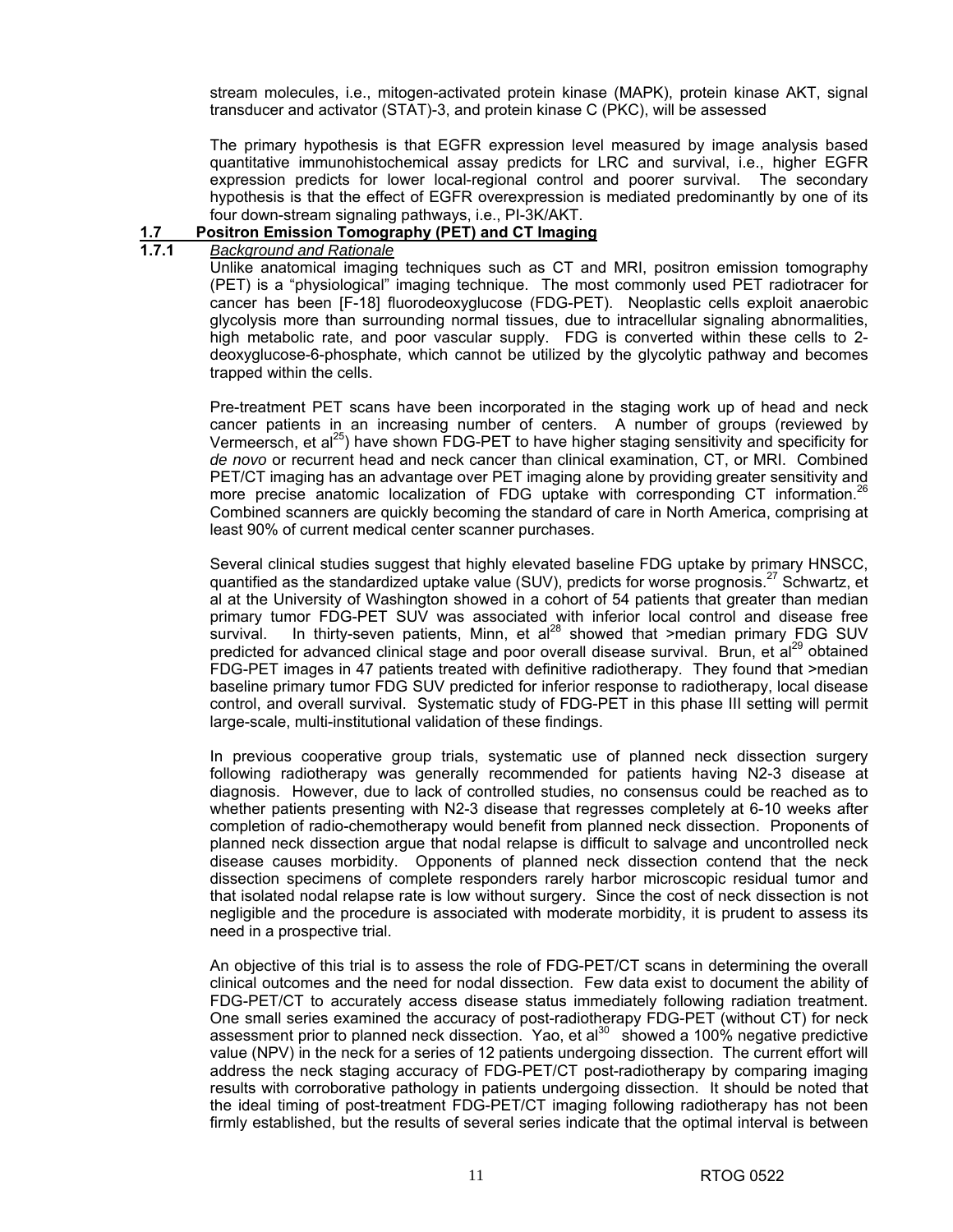stream molecules, i.e., mitogen-activated protein kinase (MAPK), protein kinase AKT, signal transducer and activator (STAT)-3, and protein kinase C (PKC), will be assessed

The primary hypothesis is that EGFR expression level measured by image analysis based quantitative immunohistochemical assay predicts for LRC and survival, i.e., higher EGFR expression predicts for lower local-regional control and poorer survival. The secondary hypothesis is that the effect of EGFR overexpression is mediated predominantly by one of its four down-stream signaling pathways, i.e., PI-3K/AKT.

## 1.7 Positron Emission Tomography (PET) and CT Imaging

### 1.7.1 *Background and Rationale*

Unlike anatomical imaging techniques such as CT and MRI, positron emission tomography (PET) is a "physiological" imaging technique. The most commonly used PET radiotracer for cancer has been [F-18] fluorodeoxyglucose (FDG-PET). Neoplastic cells exploit anaerobic glycolysis more than surrounding normal tissues, due to intracellular signaling abnormalities, high metabolic rate, and poor vascular supply. FDG is converted within these cells to 2-deoxyglucose-6-phosphate, which cannot be utilized by the glycolytic pathway and becomes trapped within the cells.

Pre-treatment PET scans have been incorporated in the staging work up of head and neck cancer patients in an increasing number of centers. A number of groups (reviewed by Vermeersch, et al[25]) have shown FDG-PET to have higher staging sensitivity and specificity for *de novo* or recurrent head and neck cancer than clinical examination, CT, or MRI. Combined PET/CT imaging has an advantage over PET imaging alone by providing greater sensitivity and more precise anatomic localization of FDG uptake with corresponding CT information.[26] Combined scanners are quickly becoming the standard of care in North America, comprising at least 90% of current medical center scanner purchases.

Several clinical studies suggest that highly elevated baseline FDG uptake by primary HNSCC, quantified as the standardized uptake value (SUV), predicts for worse prognosis.[27] Schwartz, et al at the University of Washington showed in a cohort of 54 patients that greater than median primary tumor FDG-PET SUV was associated with inferior local control and disease free survival. In thirty-seven patients, Minn, et al[28] showed that >median primary FDG SUV predicted for advanced clinical stage and poor overall disease survival. Brun, et al[29] obtained FDG-PET images in 47 patients treated with definitive radiotherapy. They found that >median baseline primary tumor FDG SUV predicted for inferior response to radiotherapy, local disease control, and overall survival. Systematic study of FDG-PET in this phase III setting will permit large-scale, multi-institutional validation of these findings.

In previous cooperative group trials, systematic use of planned neck dissection surgery following radiotherapy was generally recommended for patients having N2-3 disease at diagnosis. However, due to lack of controlled studies, no consensus could be reached as to whether patients presenting with N2-3 disease that regresses completely at 6-10 weeks after completion of radio-chemotherapy would benefit from planned neck dissection. Proponents of planned neck dissection argue that nodal relapse is difficult to salvage and uncontrolled neck disease causes morbidity. Opponents of planned neck dissection contend that the neck dissection specimens of complete responders rarely harbor microscopic residual tumor and that isolated nodal relapse rate is low without surgery. Since the cost of neck dissection is not negligible and the procedure is associated with moderate morbidity, it is prudent to assess its need in a prospective trial.

An objective of this trial is to assess the role of FDG-PET/CT scans in determining the overall clinical outcomes and the need for nodal dissection. Few data exist to document the ability of FDG-PET/CT to accurately access disease status immediately following radiation treatment. One small series examined the accuracy of post-radiotherapy FDG-PET (without CT) for neck assessment prior to planned neck dissection. Yao, et al[30] showed a 100% negative predictive value (NPV) in the neck for a series of 12 patients undergoing dissection. The current effort will address the neck staging accuracy of FDG-PET/CT post-radiotherapy by comparing imaging results with corroborative pathology in patients undergoing dissection. It should be noted that the ideal timing of post-treatment FDG-PET/CT imaging following radiotherapy has not been firmly established, but the results of several series indicate that the optimal interval is between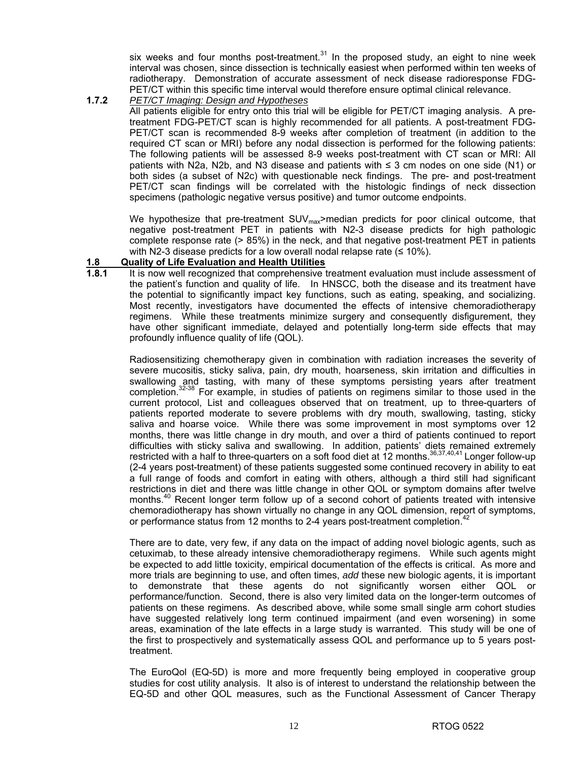six weeks and four months post-treatment.[31] In the proposed study, an eight to nine week interval was chosen, since dissection is technically easiest when performed within ten weeks of radiotherapy. Demonstration of accurate assessment of neck disease radioresponse FDG-PET/CT within this specific time interval would therefore ensure optimal clinical relevance.

**1.7.2** *PET/CT Imaging: Design and Hypotheses*

All patients eligible for entry onto this trial will be eligible for PET/CT imaging analysis. A pre-treatment FDG-PET/CT scan is highly recommended for all patients. A post-treatment FDG-PET/CT scan is recommended 8-9 weeks after completion of treatment (in addition to the required CT scan or MRI) before any nodal dissection is performed for the following patients: The following patients will be assessed 8-9 weeks post-treatment with CT scan or MRI: All patients with N2a, N2b, and N3 disease and patients with ≤ 3 cm nodes on one side (N1) or both sides (a subset of N2c) with questionable neck findings. The pre- and post-treatment PET/CT scan findings will be correlated with the histologic findings of neck dissection specimens (pathologic negative versus positive) and tumor outcome endpoints.

We hypothesize that pre-treatment $SUV_{max}$>median predicts for poor clinical outcome, that negative post-treatment PET in patients with N2-3 disease predicts for high pathologic complete response rate (> 85%) in the neck, and that negative post-treatment PET in patients with N2-3 disease predicts for a low overall nodal relapse rate (≤ 10%).

## 1.8 Quality of Life Evaluation and Health Utilities

**1.8.1** It is now well recognized that comprehensive treatment evaluation must include assessment of the patient's function and quality of life. In HNSCC, both the disease and its treatment have the potential to significantly impact key functions, such as eating, speaking, and socializing. Most recently, investigators have documented the effects of intensive chemoradiotherapy regimens. While these treatments minimize surgery and consequently disfigurement, they have other significant immediate, delayed and potentially long-term side effects that may profoundly influence quality of life (QOL).

Radiosensitizing chemotherapy given in combination with radiation increases the severity of severe mucositis, sticky saliva, pain, dry mouth, hoarseness, skin irritation and difficulties in swallowing and tasting, with many of these symptoms persisting years after treatment completion.[32-38] For example, in studies of patients on regimens similar to those used in the current protocol, List and colleagues observed that on treatment, up to three-quarters of patients reported moderate to severe problems with dry mouth, swallowing, tasting, sticky saliva and hoarse voice. While there was some improvement in most symptoms over 12 months, there was little change in dry mouth, and over a third of patients continued to report difficulties with sticky saliva and swallowing. In addition, patients' diets remained extremely restricted with a half to three-quarters on a soft food diet at 12 months.[36,37,40,41] Longer follow-up (2-4 years post-treatment) of these patients suggested some continued recovery in ability to eat a full range of foods and comfort in eating with others, although a third still had significant restrictions in diet and there was little change in other QOL or symptom domains after twelve months.[40] Recent longer term follow up of a second cohort of patients treated with intensive chemoradiotherapy has shown virtually no change in any QOL dimension, report of symptoms, or performance status from 12 months to 2-4 years post-treatment completion.[42]

There are to date, very few, if any data on the impact of adding novel biologic agents, such as cetuximab, to these already intensive chemoradiotherapy regimens. While such agents might be expected to add little toxicity, empirical documentation of the effects is critical. As more and more trials are beginning to use, and often times, *add* these new biologic agents, it is important to demonstrate that these agents do not significantly worsen either QOL or performance/function. Second, there is also very limited data on the longer-term outcomes of patients on these regimens. As described above, while some small single arm cohort studies have suggested relatively long term continued impairment (and even worsening) in some areas, examination of the late effects in a large study is warranted. This study will be one of the first to prospectively and systematically assess QOL and performance up to 5 years post-treatment.

The EuroQol (EQ-5D) is more and more frequently being employed in cooperative group studies for cost utility analysis. It also is of interest to understand the relationship between the EQ-5D and other QOL measures, such as the Functional Assessment of Cancer Therapy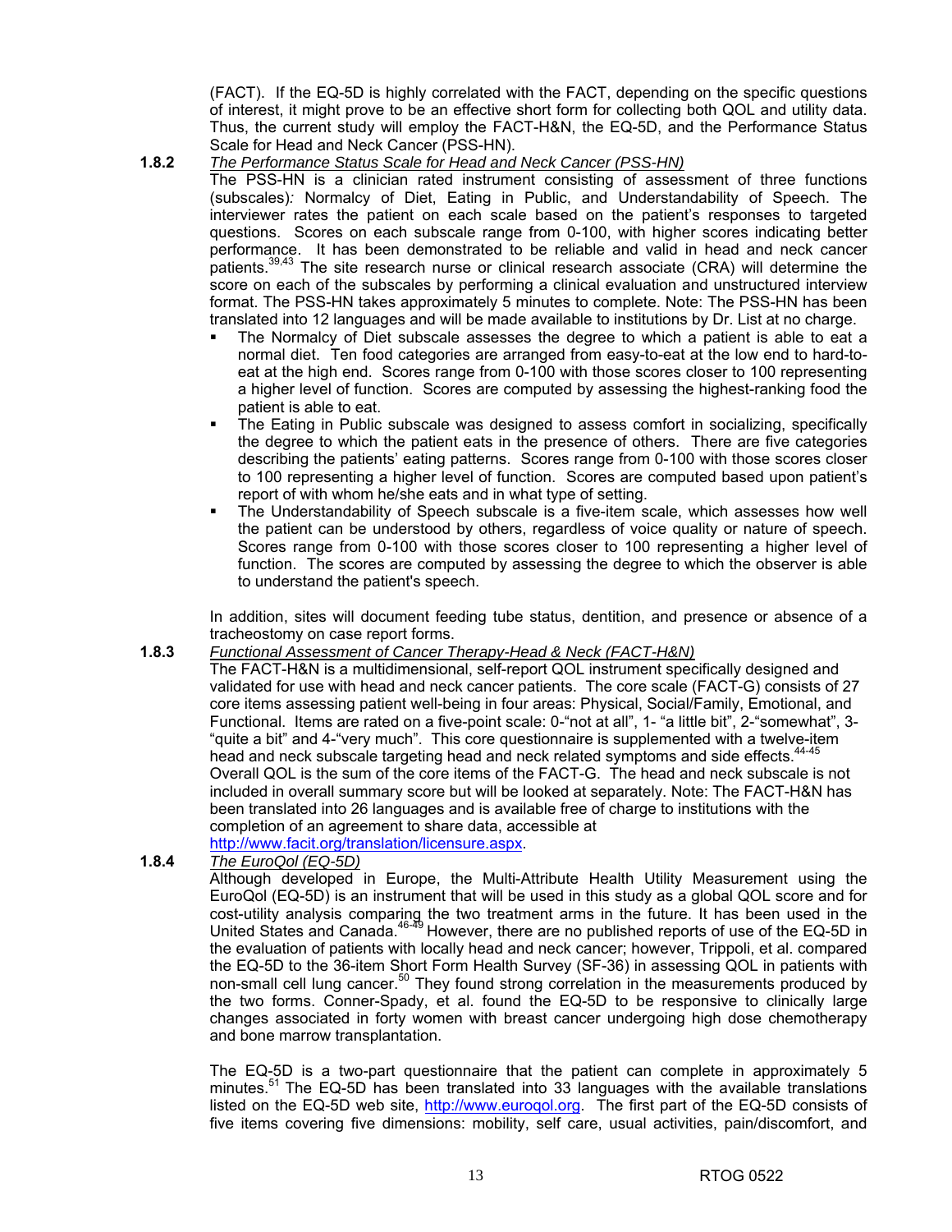(FACT). If the EQ-5D is highly correlated with the FACT, depending on the specific questions of interest, it might prove to be an effective short form for collecting both QOL and utility data. Thus, the current study will employ the FACT-H&N, the EQ-5D, and the Performance Status Scale for Head and Neck Cancer (PSS-HN).

**1.8.2** *The Performance Status Scale for Head and Neck Cancer (PSS-HN)*

The PSS-HN is a clinician rated instrument consisting of assessment of three functions (subscales): Normalcy of Diet, Eating in Public, and Understandability of Speech. The interviewer rates the patient on each scale based on the patient's responses to targeted questions. Scores on each subscale range from 0-100, with higher scores indicating better performance. It has been demonstrated to be reliable and valid in head and neck cancer patients.[39,43] The site research nurse or clinical research associate (CRA) will determine the score on each of the subscales by performing a clinical evaluation and unstructured interview format. The PSS-HN takes approximately 5 minutes to complete. Note: The PSS-HN has been translated into 12 languages and will be made available to institutions by Dr. List at no charge.

- The Normalcy of Diet subscale assesses the degree to which a patient is able to eat a normal diet. Ten food categories are arranged from easy-to-eat at the low end to hard-to-eat at the high end. Scores range from 0-100 with those scores closer to 100 representing a higher level of function. Scores are computed by assessing the highest-ranking food the patient is able to eat.
- The Eating in Public subscale was designed to assess comfort in socializing, specifically the degree to which the patient eats in the presence of others. There are five categories describing the patients' eating patterns. Scores range from 0-100 with those scores closer to 100 representing a higher level of function. Scores are computed based upon patient's report of with whom he/she eats and in what type of setting.
- The Understandability of Speech subscale is a five-item scale, which assesses how well the patient can be understood by others, regardless of voice quality or nature of speech. Scores range from 0-100 with those scores closer to 100 representing a higher level of function. The scores are computed by assessing the degree to which the observer is able to understand the patient's speech.

In addition, sites will document feeding tube status, dentition, and presence or absence of a tracheostomy on case report forms.

**1.8.3** *Functional Assessment of Cancer Therapy-Head & Neck (FACT-H&N)*

The FACT-H&N is a multidimensional, self-report QOL instrument specifically designed and validated for use with head and neck cancer patients. The core scale (FACT-G) consists of 27 core items assessing patient well-being in four areas: Physical, Social/Family, Emotional, and Functional. Items are rated on a five-point scale: 0-"not at all", 1- "a little bit", 2-"somewhat", 3-"quite a bit" and 4-"very much". This core questionnaire is supplemented with a twelve-item head and neck subscale targeting head and neck related symptoms and side effects.[44-45] Overall QOL is the sum of the core items of the FACT-G. The head and neck subscale is not included in overall summary score but will be looked at separately. Note: The FACT-H&N has been translated into 26 languages and is available free of charge to institutions with the completion of an agreement to share data, accessible at http://www.facit.org/translation/licensure.aspx.

**1.8.4** *The EuroQol (EQ-5D)*

Although developed in Europe, the Multi-Attribute Health Utility Measurement using the EuroQol (EQ-5D) is an instrument that will be used in this study as a global QOL score and for cost-utility analysis comparing the two treatment arms in the future. It has been used in the United States and Canada.[46-49] However, there are no published reports of use of the EQ-5D in the evaluation of patients with locally head and neck cancer; however, Trippoli, et al. compared the EQ-5D to the 36-item Short Form Health Survey (SF-36) in assessing QOL in patients with non-small cell lung cancer.[50] They found strong correlation in the measurements produced by the two forms. Conner-Spady, et al. found the EQ-5D to be responsive to clinically large changes associated in forty women with breast cancer undergoing high dose chemotherapy and bone marrow transplantation.

The EQ-5D is a two-part questionnaire that the patient can complete in approximately 5 minutes.[51] The EQ-5D has been translated into 33 languages with the available translations listed on the EQ-5D web site, http://www.euroqol.org. The first part of the EQ-5D consists of five items covering five dimensions: mobility, self care, usual activities, pain/discomfort, and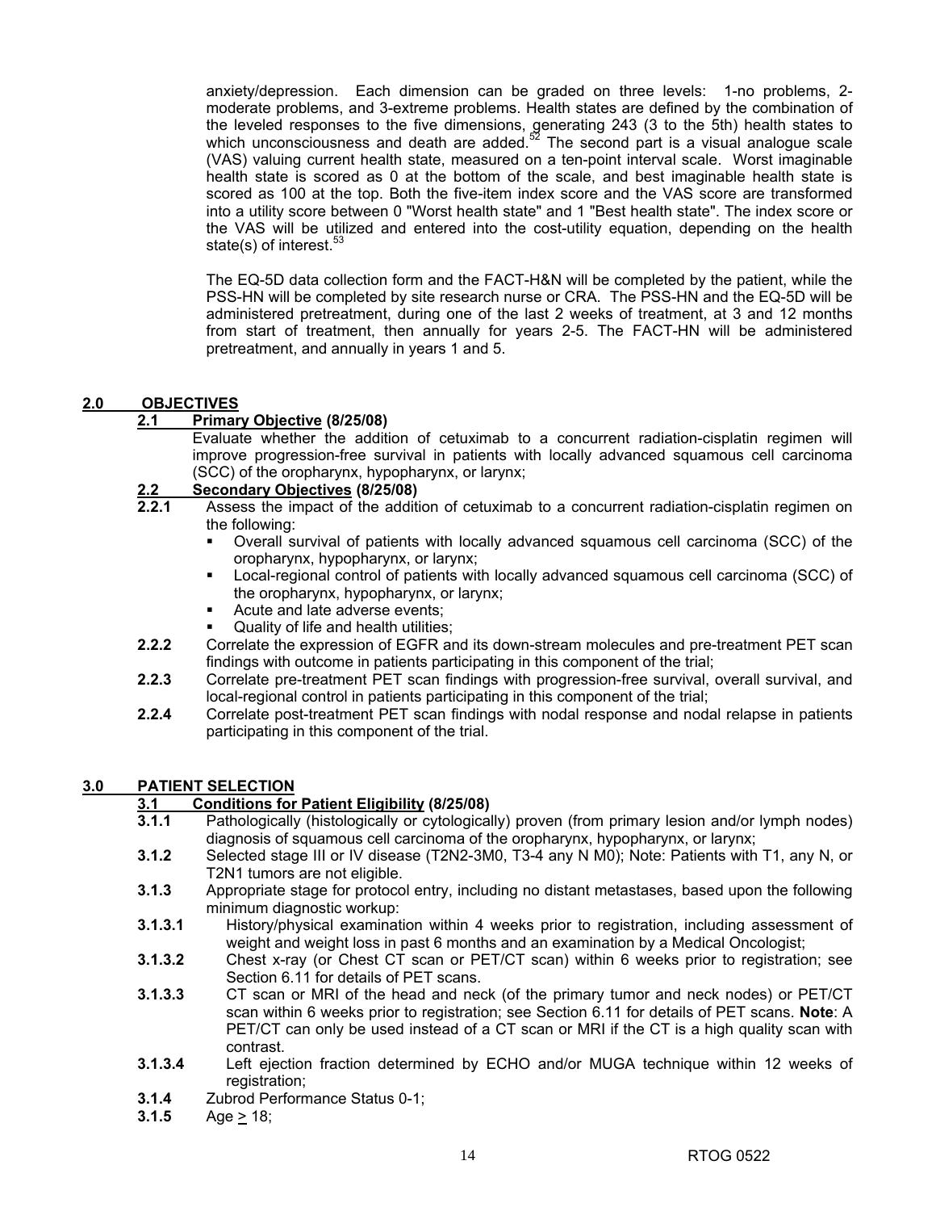anxiety/depression. Each dimension can be graded on three levels: 1-no problems, 2-moderate problems, and 3-extreme problems. Health states are defined by the combination of the leveled responses to the five dimensions, generating 243 (3 to the 5th) health states to which unconsciousness and death are added.[52] The second part is a visual analogue scale (VAS) valuing current health state, measured on a ten-point interval scale. Worst imaginable health state is scored as 0 at the bottom of the scale, and best imaginable health state is scored as 100 at the top. Both the five-item index score and the VAS score are transformed into a utility score between 0 "Worst health state" and 1 "Best health state". The index score or the VAS will be utilized and entered into the cost-utility equation, depending on the health state(s) of interest.[53]

The EQ-5D data collection form and the FACT-H&N will be completed by the patient, while the PSS-HN will be completed by site research nurse or CRA. The PSS-HN and the EQ-5D will be administered pretreatment, during one of the last 2 weeks of treatment, at 3 and 12 months from start of treatment, then annually for years 2-5. The FACT-HN will be administered pretreatment, and annually in years 1 and 5.

## 2.0 OBJECTIVES

### 2.1 Primary Objective (8/25/08)

Evaluate whether the addition of cetuximab to a concurrent radiation-cisplatin regimen will improve progression-free survival in patients with locally advanced squamous cell carcinoma (SCC) of the oropharynx, hypopharynx, or larynx;

### 2.2 Secondary Objectives (8/25/08)

**2.2.1** Assess the impact of the addition of cetuximab to a concurrent radiation-cisplatin regimen on the following:

- Overall survival of patients with locally advanced squamous cell carcinoma (SCC) of the oropharynx, hypopharynx, or larynx;
- Local-regional control of patients with locally advanced squamous cell carcinoma (SCC) of the oropharynx, hypopharynx, or larynx;
- Acute and late adverse events;
- Quality of life and health utilities;

**2.2.2** Correlate the expression of EGFR and its down-stream molecules and pre-treatment PET scan findings with outcome in patients participating in this component of the trial;

**2.2.3** Correlate pre-treatment PET scan findings with progression-free survival, overall survival, and local-regional control in patients participating in this component of the trial;

**2.2.4** Correlate post-treatment PET scan findings with nodal response and nodal relapse in patients participating in this component of the trial.

## 3.0 PATIENT SELECTION

### 3.1 Conditions for Patient Eligibility (8/25/08)

**3.1.1** Pathologically (histologically or cytologically) proven (from primary lesion and/or lymph nodes) diagnosis of squamous cell carcinoma of the oropharynx, hypopharynx, or larynx;

**3.1.2** Selected stage III or IV disease (T2N2-3M0, T3-4 any N M0); Note: Patients with T1, any N, or T2N1 tumors are not eligible.

**3.1.3** Appropriate stage for protocol entry, including no distant metastases, based upon the following minimum diagnostic workup:

**3.1.3.1** History/physical examination within 4 weeks prior to registration, including assessment of weight and weight loss in past 6 months and an examination by a Medical Oncologist;

**3.1.3.2** Chest x-ray (or Chest CT scan or PET/CT scan) within 6 weeks prior to registration; see Section 6.11 for details of PET scans.

**3.1.3.3** CT scan or MRI of the head and neck (of the primary tumor and neck nodes) or PET/CT scan within 6 weeks prior to registration; see Section 6.11 for details of PET scans. **Note**: A PET/CT can only be used instead of a CT scan or MRI if the CT is a high quality scan with contrast.

**3.1.3.4** Left ejection fraction determined by ECHO and/or MUGA technique within 12 weeks of registration;

**3.1.4** Zubrod Performance Status 0-1;

**3.1.5** Age $\geq$ 18;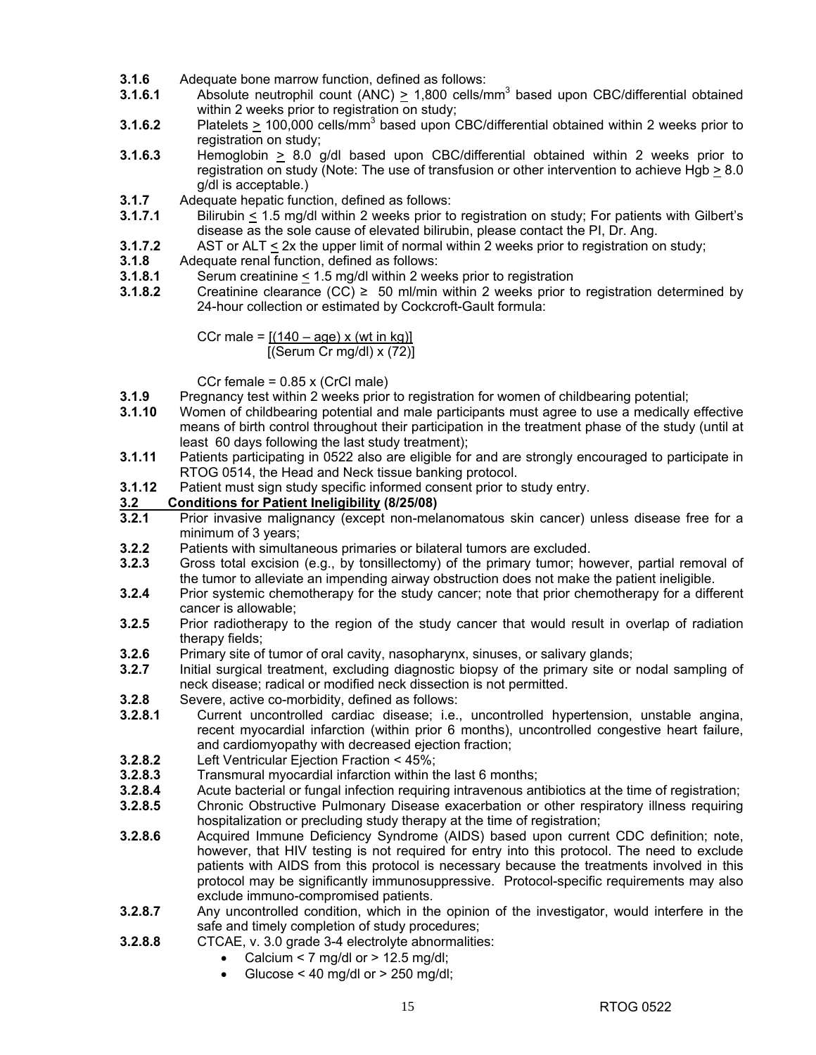**3.1.6** Adequate bone marrow function, defined as follows:

**3.1.6.1** Absolute neutrophil count (ANC) $\geq$ 1,800 cells/mm$^3$ based upon CBC/differential obtained within 2 weeks prior to registration on study;

**3.1.6.2** Platelets $\geq$ 100,000 cells/mm$^3$ based upon CBC/differential obtained within 2 weeks prior to registration on study;

**3.1.6.3** Hemoglobin $\geq$ 8.0 g/dl based upon CBC/differential obtained within 2 weeks prior to registration on study (Note: The use of transfusion or other intervention to achieve Hgb $\geq$ 8.0 g/dl is acceptable.)

**3.1.7** Adequate hepatic function, defined as follows:

**3.1.7.1** Bilirubin $\leq$ 1.5 mg/dl within 2 weeks prior to registration on study; For patients with Gilbert's disease as the sole cause of elevated bilirubin, please contact the PI, Dr. Ang.

**3.1.7.2** AST or ALT $\leq$ 2x the upper limit of normal within 2 weeks prior to registration on study;

**3.1.8** Adequate renal function, defined as follows:

**3.1.8.1** Serum creatinine $\leq$ 1.5 mg/dl within 2 weeks prior to registration

**3.1.8.2** Creatinine clearance (CC) ≥ 50 ml/min within 2 weeks prior to registration determined by 24-hour collection or estimated by Cockcroft-Gault formula:

$$\text{CCr male} = \frac{(140 - \text{age}) \times (\text{wt in kg})}{(\text{Serum Cr mg/dl}) \times (72)}$$

$$\text{CCr female} = 0.85 \times (\text{CrCl male})$$

**3.1.9** Pregnancy test within 2 weeks prior to registration for women of childbearing potential;

**3.1.10** Women of childbearing potential and male participants must agree to use a medically effective means of birth control throughout their participation in the treatment phase of the study (until at least 60 days following the last study treatment);

**3.1.11** Patients participating in 0522 also are eligible for and are strongly encouraged to participate in RTOG 0514, the Head and Neck tissue banking protocol.

**3.1.12** Patient must sign study specific informed consent prior to study entry.

## 3.2 Conditions for Patient Ineligibility (8/25/08)

**3.2.1** Prior invasive malignancy (except non-melanomatous skin cancer) unless disease free for a minimum of 3 years;

**3.2.2** Patients with simultaneous primaries or bilateral tumors are excluded.

**3.2.3** Gross total excision (e.g., by tonsillectomy) of the primary tumor; however, partial removal of the tumor to alleviate an impending airway obstruction does not make the patient ineligible.

**3.2.4** Prior systemic chemotherapy for the study cancer; note that prior chemotherapy for a different cancer is allowable;

**3.2.5** Prior radiotherapy to the region of the study cancer that would result in overlap of radiation therapy fields;

**3.2.6** Primary site of tumor of oral cavity, nasopharynx, sinuses, or salivary glands;

**3.2.7** Initial surgical treatment, excluding diagnostic biopsy of the primary site or nodal sampling of neck disease; radical or modified neck dissection is not permitted.

**3.2.8** Severe, active co-morbidity, defined as follows:

**3.2.8.1** Current uncontrolled cardiac disease; i.e., uncontrolled hypertension, unstable angina, recent myocardial infarction (within prior 6 months), uncontrolled congestive heart failure, and cardiomyopathy with decreased ejection fraction;

**3.2.8.2** Left Ventricular Ejection Fraction < 45%;

**3.2.8.3** Transmural myocardial infarction within the last 6 months;

**3.2.8.4** Acute bacterial or fungal infection requiring intravenous antibiotics at the time of registration;

**3.2.8.5** Chronic Obstructive Pulmonary Disease exacerbation or other respiratory illness requiring hospitalization or precluding study therapy at the time of registration;

**3.2.8.6** Acquired Immune Deficiency Syndrome (AIDS) based upon current CDC definition; note, however, that HIV testing is not required for entry into this protocol. The need to exclude patients with AIDS from this protocol is necessary because the treatments involved in this protocol may be significantly immunosuppressive. Protocol-specific requirements may also exclude immuno-compromised patients.

**3.2.8.7** Any uncontrolled condition, which in the opinion of the investigator, would interfere in the safe and timely completion of study procedures;

**3.2.8.8** CTCAE, v. 3.0 grade 3-4 electrolyte abnormalities:

- Calcium < 7 mg/dl or > 12.5 mg/dl;
- Glucose < 40 mg/dl or > 250 mg/dl;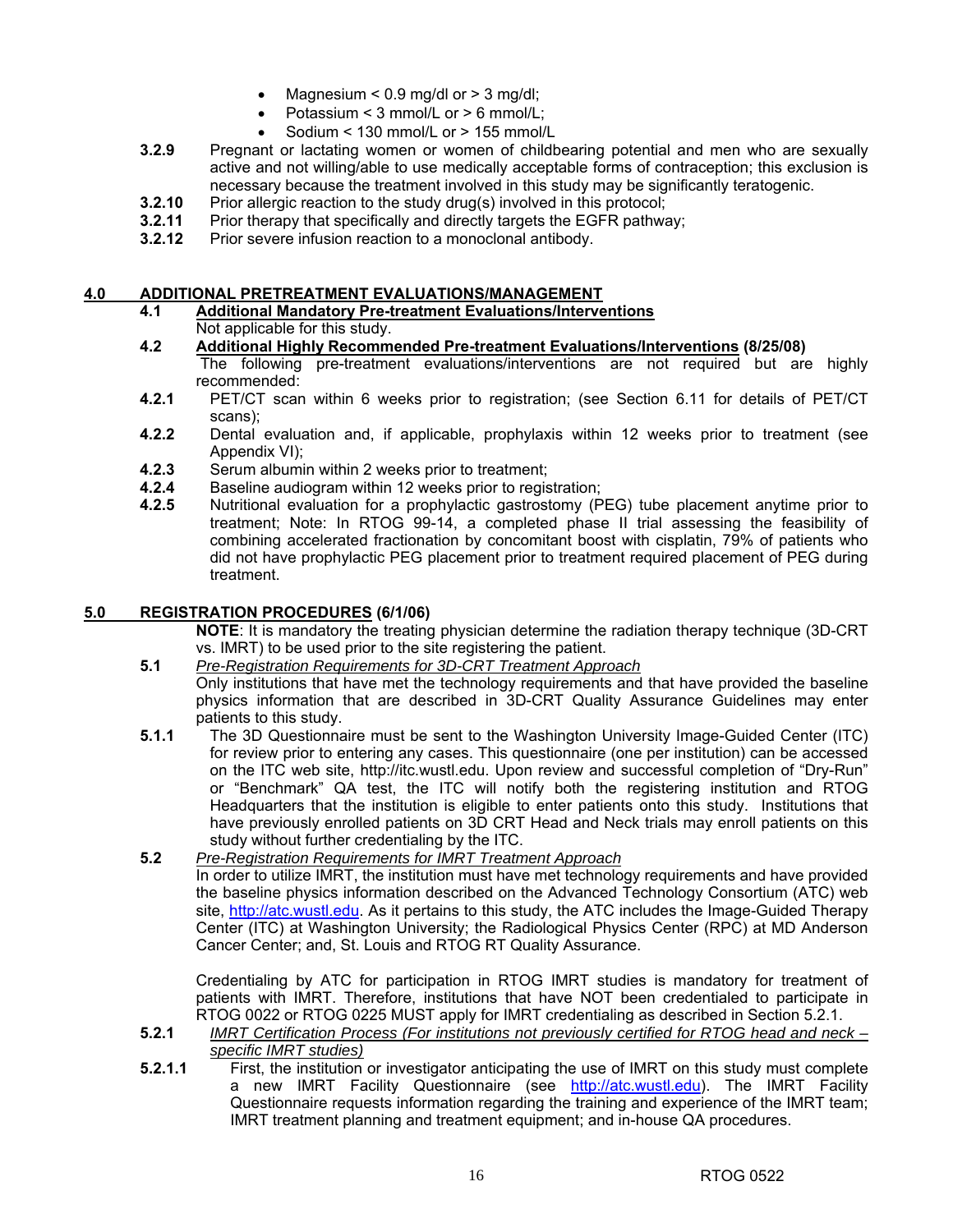- Magnesium < 0.9 mg/dl or > 3 mg/dl;
- Potassium < 3 mmol/L or > 6 mmol/L;
- Sodium < 130 mmol/L or > 155 mmol/L

**3.2.9** Pregnant or lactating women or women of childbearing potential and men who are sexually active and not willing/able to use medically acceptable forms of contraception; this exclusion is necessary because the treatment involved in this study may be significantly teratogenic.

**3.2.10** Prior allergic reaction to the study drug(s) involved in this protocol;

**3.2.11** Prior therapy that specifically and directly targets the EGFR pathway;

**3.2.12** Prior severe infusion reaction to a monoclonal antibody.

## 4.0 ADDITIONAL PRETREATMENT EVALUATIONS/MANAGEMENT

### 4.1 Additional Mandatory Pre-treatment Evaluations/Interventions

Not applicable for this study.

### 4.2 Additional Highly Recommended Pre-treatment Evaluations/Interventions (8/25/08)

The following pre-treatment evaluations/interventions are not required but are highly recommended:

**4.2.1** PET/CT scan within 6 weeks prior to registration; (see Section 6.11 for details of PET/CT scans);

**4.2.2** Dental evaluation and, if applicable, prophylaxis within 12 weeks prior to treatment (see Appendix VI);

**4.2.3** Serum albumin within 2 weeks prior to treatment;

**4.2.4** Baseline audiogram within 12 weeks prior to registration;

**4.2.5** Nutritional evaluation for a prophylactic gastrostomy (PEG) tube placement anytime prior to treatment; Note: In RTOG 99-14, a completed phase II trial assessing the feasibility of combining accelerated fractionation by concomitant boost with cisplatin, 79% of patients who did not have prophylactic PEG placement prior to treatment required placement of PEG during treatment.

## 5.0 REGISTRATION PROCEDURES (6/1/06)

**NOTE**: It is mandatory the treating physician determine the radiation therapy technique (3D-CRT vs. IMRT) to be used prior to the site registering the patient.

### 5.1 *Pre-Registration Requirements for 3D-CRT Treatment Approach*

Only institutions that have met the technology requirements and that have provided the baseline physics information that are described in 3D-CRT Quality Assurance Guidelines may enter patients to this study.

**5.1.1** The 3D Questionnaire must be sent to the Washington University Image-Guided Center (ITC) for review prior to entering any cases. This questionnaire (one per institution) can be accessed on the ITC web site, http://itc.wustl.edu. Upon review and successful completion of "Dry-Run" or "Benchmark" QA test, the ITC will notify both the registering institution and RTOG Headquarters that the institution is eligible to enter patients onto this study. Institutions that have previously enrolled patients on 3D CRT Head and Neck trials may enroll patients on this study without further credentialing by the ITC.

### 5.2 *Pre-Registration Requirements for IMRT Treatment Approach*

In order to utilize IMRT, the institution must have met technology requirements and have provided the baseline physics information described on the Advanced Technology Consortium (ATC) web site, http://atc.wustl.edu. As it pertains to this study, the ATC includes the Image-Guided Therapy Center (ITC) at Washington University; the Radiological Physics Center (RPC) at MD Anderson Cancer Center; and, St. Louis and RTOG RT Quality Assurance.

Credentialing by ATC for participation in RTOG IMRT studies is mandatory for treatment of patients with IMRT. Therefore, institutions that have NOT been credentialed to participate in RTOG 0022 or RTOG 0225 MUST apply for IMRT credentialing as described in Section 5.2.1.

**5.2.1** *IMRT Certification Process (For institutions not previously certified for RTOG head and neck – specific IMRT studies)*

**5.2.1.1** First, the institution or investigator anticipating the use of IMRT on this study must complete a new IMRT Facility Questionnaire (see http://atc.wustl.edu). The IMRT Facility Questionnaire requests information regarding the training and experience of the IMRT team; IMRT treatment planning and treatment equipment; and in-house QA procedures.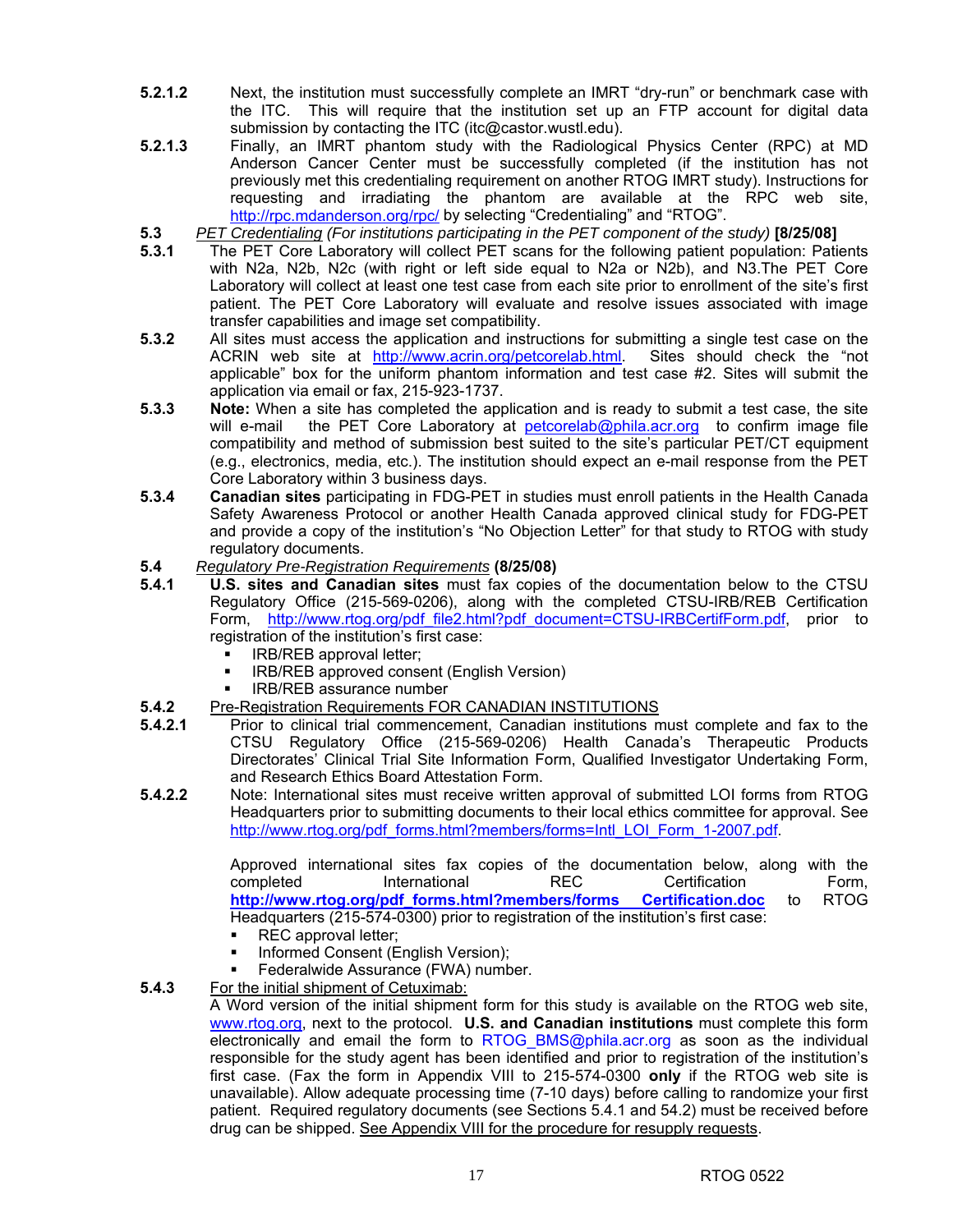**5.2.1.2** Next, the institution must successfully complete an IMRT "dry-run" or benchmark case with the ITC. This will require that the institution set up an FTP account for digital data submission by contacting the ITC (itc@castor.wustl.edu).

**5.2.1.3** Finally, an IMRT phantom study with the Radiological Physics Center (RPC) at MD Anderson Cancer Center must be successfully completed (if the institution has not previously met this credentialing requirement on another RTOG IMRT study). Instructions for requesting and irradiating the phantom are available at the RPC web site, http://rpc.mdanderson.org/rpc/ by selecting "Credentialing" and "RTOG".

**5.3** *PET Credentialing (For institutions participating in the PET component of the study)* **[8/25/08]**

**5.3.1** The PET Core Laboratory will collect PET scans for the following patient population: Patients with N2a, N2b, N2c (with right or left side equal to N2a or N2b), and N3.The PET Core Laboratory will collect at least one test case from each site prior to enrollment of the site's first patient. The PET Core Laboratory will evaluate and resolve issues associated with image transfer capabilities and image set compatibility.

**5.3.2** All sites must access the application and instructions for submitting a single test case on the ACRIN web site at http://www.acrin.org/petcorelab.html. Sites should check the "not applicable" box for the uniform phantom information and test case #2. Sites will submit the application via email or fax, 215-923-1737.

**5.3.3** **Note:** When a site has completed the application and is ready to submit a test case, the site will e-mail the PET Core Laboratory at petcorelab@phila.acr.org to confirm image file compatibility and method of submission best suited to the site's particular PET/CT equipment (e.g., electronics, media, etc.). The institution should expect an e-mail response from the PET Core Laboratory within 3 business days.

**5.3.4** **Canadian sites** participating in FDG-PET in studies must enroll patients in the Health Canada Safety Awareness Protocol or another Health Canada approved clinical study for FDG-PET and provide a copy of the institution's "No Objection Letter" for that study to RTOG with study regulatory documents.

**5.4** *Regulatory Pre-Registration Requirements* **(8/25/08)**

**5.4.1** **U.S. sites and Canadian sites** must fax copies of the documentation below to the CTSU Regulatory Office (215-569-0206), along with the completed CTSU-IRB/REB Certification Form, http://www.rtog.org/pdf_file2.html?pdf_document=CTSU-IRBCertifForm.pdf, prior to registration of the institution's first case:

- IRB/REB approval letter;
- IRB/REB approved consent (English Version)
- IRB/REB assurance number

**5.4.2** Pre-Registration Requirements FOR CANADIAN INSTITUTIONS

**5.4.2.1** Prior to clinical trial commencement, Canadian institutions must complete and fax to the CTSU Regulatory Office (215-569-0206) Health Canada's Therapeutic Products Directorates' Clinical Trial Site Information Form, Qualified Investigator Undertaking Form, and Research Ethics Board Attestation Form.

**5.4.2.2** Note: International sites must receive written approval of submitted LOI forms from RTOG Headquarters prior to submitting documents to their local ethics committee for approval. See http://www.rtog.org/pdf_forms.html?members/forms=Intl_LOI_Form_1-2007.pdf.

Approved international sites fax copies of the documentation below, along with the completed International REC Certification Form, **http://www.rtog.org/pdf_forms.html?members/forms Certification.doc** to RTOG Headquarters (215-574-0300) prior to registration of the institution's first case:

- REC approval letter;
- Informed Consent (English Version);
- Federalwide Assurance (FWA) number.

**5.4.3** For the initial shipment of Cetuximab:

A Word version of the initial shipment form for this study is available on the RTOG web site, www.rtog.org, next to the protocol. **U.S. and Canadian institutions** must complete this form electronically and email the form to RTOG_BMS@phila.acr.org as soon as the individual responsible for the study agent has been identified and prior to registration of the institution's first case. (Fax the form in Appendix VIII to 215-574-0300 **only** if the RTOG web site is unavailable). Allow adequate processing time (7-10 days) before calling to randomize your first patient. Required regulatory documents (see Sections 5.4.1 and 54.2) must be received before drug can be shipped. See Appendix VIII for the procedure for resupply requests.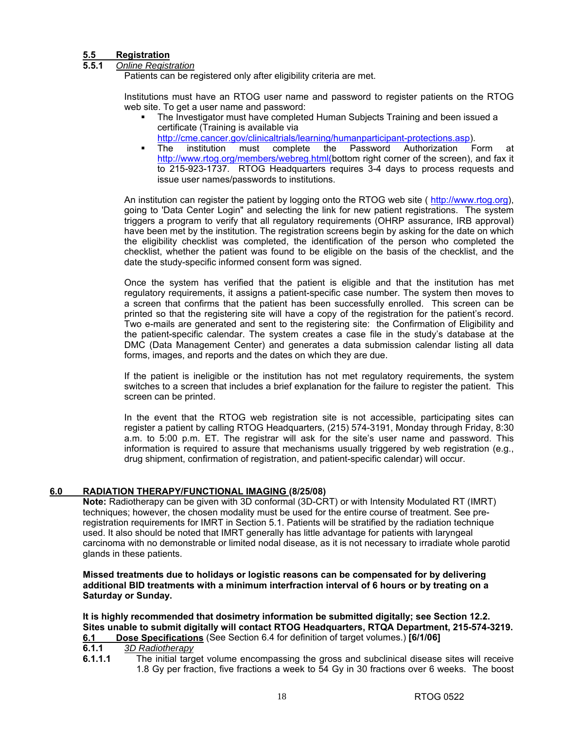## 5.5 Registration

### 5.5.1 *Online Registration*

Patients can be registered only after eligibility criteria are met.

Institutions must have an RTOG user name and password to register patients on the RTOG web site. To get a user name and password:

- The Investigator must have completed Human Subjects Training and been issued a certificate (Training is available via http://cme.cancer.gov/clinicaltrials/learning/humanparticipant-protections.asp).
- The institution must complete the Password Authorization Form at http://www.rtog.org/members/webreg.html(bottom right corner of the screen), and fax it to 215-923-1737. RTOG Headquarters requires 3-4 days to process requests and issue user names/passwords to institutions.

An institution can register the patient by logging onto the RTOG web site ( http://www.rtog.org), going to 'Data Center Login" and selecting the link for new patient registrations. The system triggers a program to verify that all regulatory requirements (OHRP assurance, IRB approval) have been met by the institution. The registration screens begin by asking for the date on which the eligibility checklist was completed, the identification of the person who completed the checklist, whether the patient was found to be eligible on the basis of the checklist, and the date the study-specific informed consent form was signed.

Once the system has verified that the patient is eligible and that the institution has met regulatory requirements, it assigns a patient-specific case number. The system then moves to a screen that confirms that the patient has been successfully enrolled. This screen can be printed so that the registering site will have a copy of the registration for the patient's record. Two e-mails are generated and sent to the registering site: the Confirmation of Eligibility and the patient-specific calendar. The system creates a case file in the study's database at the DMC (Data Management Center) and generates a data submission calendar listing all data forms, images, and reports and the dates on which they are due.

If the patient is ineligible or the institution has not met regulatory requirements, the system switches to a screen that includes a brief explanation for the failure to register the patient. This screen can be printed.

In the event that the RTOG web registration site is not accessible, participating sites can register a patient by calling RTOG Headquarters, (215) 574-3191, Monday through Friday, 8:30 a.m. to 5:00 p.m. ET. The registrar will ask for the site's user name and password. This information is required to assure that mechanisms usually triggered by web registration (e.g., drug shipment, confirmation of registration, and patient-specific calendar) will occur.

# 6.0 RADIATION THERAPY/FUNCTIONAL IMAGING (8/25/08)

**Note:** Radiotherapy can be given with 3D conformal (3D-CRT) or with Intensity Modulated RT (IMRT) techniques; however, the chosen modality must be used for the entire course of treatment. See pre-registration requirements for IMRT in Section 5.1. Patients will be stratified by the radiation technique used. It also should be noted that IMRT generally has little advantage for patients with laryngeal carcinoma with no demonstrable or limited nodal disease, as it is not necessary to irradiate whole parotid glands in these patients.

**Missed treatments due to holidays or logistic reasons can be compensated for by delivering additional BID treatments with a minimum interfraction interval of 6 hours or by treating on a Saturday or Sunday.**

**It is highly recommended that dosimetry information be submitted digitally; see Section 12.2. Sites unable to submit digitally will contact RTOG Headquarters, RTQA Department, 215-574-3219.**

## 6.1 Dose Specifications (See Section 6.4 for definition of target volumes.) **[6/1/06]**

### 6.1.1 *3D Radiotherapy*

**6.1.1.1** The initial target volume encompassing the gross and subclinical disease sites will receive 1.8 Gy per fraction, five fractions a week to 54 Gy in 30 fractions over 6 weeks. The boost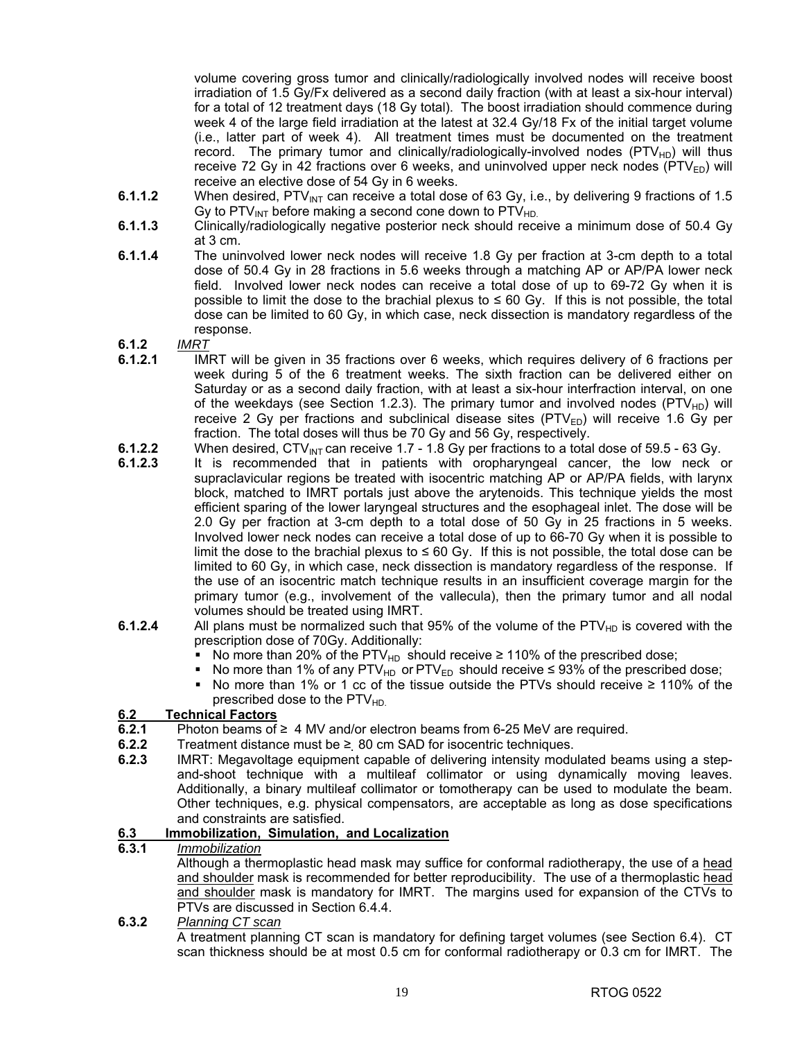volume covering gross tumor and clinically/radiologically involved nodes will receive boost irradiation of 1.5 Gy/Fx delivered as a second daily fraction (with at least a six-hour interval) for a total of 12 treatment days (18 Gy total). The boost irradiation should commence during week 4 of the large field irradiation at the latest at 32.4 Gy/18 Fx of the initial target volume (i.e., latter part of week 4). All treatment times must be documented on the treatment record. The primary tumor and clinically/radiologically-involved nodes ($PTV_{HD}$) will thus receive 72 Gy in 42 fractions over 6 weeks, and uninvolved upper neck nodes ($PTV_{ED}$) will receive an elective dose of 54 Gy in 6 weeks.

**6.1.1.2** When desired, $PTV_{INT}$ can receive a total dose of 63 Gy, i.e., by delivering 9 fractions of 1.5 Gy to $PTV_{INT}$ before making a second cone down to $PTV_{HD.}$

**6.1.1.3** Clinically/radiologically negative posterior neck should receive a minimum dose of 50.4 Gy at 3 cm.

**6.1.1.4** The uninvolved lower neck nodes will receive 1.8 Gy per fraction at 3-cm depth to a total dose of 50.4 Gy in 28 fractions in 5.6 weeks through a matching AP or AP/PA lower neck field. Involved lower neck nodes can receive a total dose of up to 69-72 Gy when it is possible to limit the dose to the brachial plexus to ≤ 60 Gy. If this is not possible, the total dose can be limited to 60 Gy, in which case, neck dissection is mandatory regardless of the response.

**6.1.2** *IMRT*

**6.1.2.1** IMRT will be given in 35 fractions over 6 weeks, which requires delivery of 6 fractions per week during 5 of the 6 treatment weeks. The sixth fraction can be delivered either on Saturday or as a second daily fraction, with at least a six-hour interfraction interval, on one of the weekdays (see Section 1.2.3). The primary tumor and involved nodes ($PTV_{HD}$) will receive 2 Gy per fractions and subclinical disease sites ($PTV_{ED}$) will receive 1.6 Gy per fraction. The total doses will thus be 70 Gy and 56 Gy, respectively.

**6.1.2.2** When desired, $CTV_{INT}$ can receive 1.7 - 1.8 Gy per fractions to a total dose of 59.5 - 63 Gy.

**6.1.2.3** It is recommended that in patients with oropharyngeal cancer, the low neck or supraclavicular regions be treated with isocentric matching AP or AP/PA fields, with larynx block, matched to IMRT portals just above the arytenoids. This technique yields the most efficient sparing of the lower laryngeal structures and the esophageal inlet. The dose will be 2.0 Gy per fraction at 3-cm depth to a total dose of 50 Gy in 25 fractions in 5 weeks. Involved lower neck nodes can receive a total dose of up to 66-70 Gy when it is possible to limit the dose to the brachial plexus to ≤ 60 Gy. If this is not possible, the total dose can be limited to 60 Gy, in which case, neck dissection is mandatory regardless of the response. If the use of an isocentric match technique results in an insufficient coverage margin for the primary tumor (e.g., involvement of the vallecula), then the primary tumor and all nodal volumes should be treated using IMRT.

**6.1.2.4** All plans must be normalized such that 95% of the volume of the $PTV_{HD}$ is covered with the prescription dose of 70Gy. Additionally:

- No more than 20% of the $PTV_{HD}$ should receive ≥ 110% of the prescribed dose;
- No more than 1% of any $PTV_{HD}$ or $PTV_{ED}$ should receive ≤ 93% of the prescribed dose;
- No more than 1% or 1 cc of the tissue outside the PTVs should receive ≥ 110% of the prescribed dose to the $PTV_{HD.}$

## 6.2 Technical Factors

**6.2.1** Photon beams of ≥ 4 MV and/or electron beams from 6-25 MeV are required.

**6.2.2** Treatment distance must be ≥ 80 cm SAD for isocentric techniques.

**6.2.3** IMRT: Megavoltage equipment capable of delivering intensity modulated beams using a step-and-shoot technique with a multileaf collimator or using dynamically moving leaves. Additionally, a binary multileaf collimator or tomotherapy can be used to modulate the beam. Other techniques, e.g. physical compensators, are acceptable as long as dose specifications and constraints are satisfied.

## 6.3 Immobilization, Simulation, and Localization

**6.3.1** *Immobilization*

Although a thermoplastic head mask may suffice for conformal radiotherapy, the use of a head and shoulder mask is recommended for better reproducibility. The use of a thermoplastic head and shoulder mask is mandatory for IMRT. The margins used for expansion of the CTVs to PTVs are discussed in Section 6.4.4.

**6.3.2** *Planning CT scan*

A treatment planning CT scan is mandatory for defining target volumes (see Section 6.4). CT scan thickness should be at most 0.5 cm for conformal radiotherapy or 0.3 cm for IMRT. The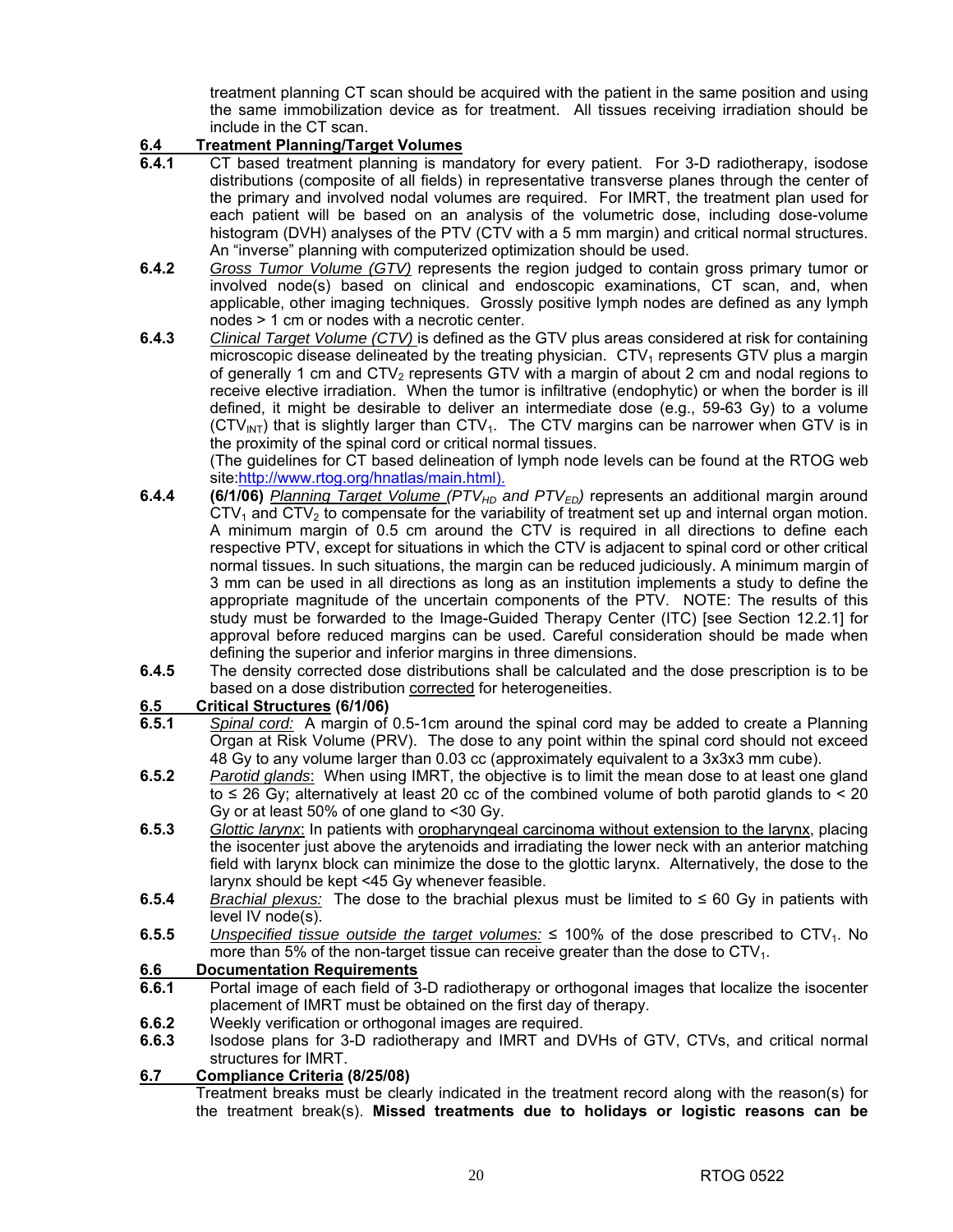treatment planning CT scan should be acquired with the patient in the same position and using the same immobilization device as for treatment. All tissues receiving irradiation should be include in the CT scan.

**6.4 Treatment Planning/Target Volumes**

**6.4.1** CT based treatment planning is mandatory for every patient. For 3-D radiotherapy, isodose distributions (composite of all fields) in representative transverse planes through the center of the primary and involved nodal volumes are required. For IMRT, the treatment plan used for each patient will be based on an analysis of the volumetric dose, including dose-volume histogram (DVH) analyses of the PTV (CTV with a 5 mm margin) and critical normal structures. An "inverse" planning with computerized optimization should be used.

**6.4.2** *Gross Tumor Volume (GTV)* represents the region judged to contain gross primary tumor or involved node(s) based on clinical and endoscopic examinations, CT scan, and, when applicable, other imaging techniques. Grossly positive lymph nodes are defined as any lymph nodes > 1 cm or nodes with a necrotic center.

**6.4.3** *Clinical Target Volume (CTV)* is defined as the GTV plus areas considered at risk for containing microscopic disease delineated by the treating physician. $CTV_1$ represents GTV plus a margin of generally 1 cm and $CTV_2$ represents GTV with a margin of about 2 cm and nodal regions to receive elective irradiation. When the tumor is infiltrative (endophytic) or when the border is ill defined, it might be desirable to deliver an intermediate dose (e.g., 59-63 Gy) to a volume ($CTV_{INT}$) that is slightly larger than $CTV_1$. The CTV margins can be narrower when GTV is in the proximity of the spinal cord or critical normal tissues.

(The guidelines for CT based delineation of lymph node levels can be found at the RTOG web site:http://www.rtog.org/hnatlas/main.html).

**6.4.4** **(6/1/06)** *Planning Target Volume ($PTV_{HD}$ and $PTV_{ED}$)* represents an additional margin around $CTV_1$ and $CTV_2$ to compensate for the variability of treatment set up and internal organ motion. A minimum margin of 0.5 cm around the CTV is required in all directions to define each respective PTV, except for situations in which the CTV is adjacent to spinal cord or other critical normal tissues. In such situations, the margin can be reduced judiciously. A minimum margin of 3 mm can be used in all directions as long as an institution implements a study to define the appropriate magnitude of the uncertain components of the PTV. NOTE: The results of this study must be forwarded to the Image-Guided Therapy Center (ITC) [see Section 12.2.1] for approval before reduced margins can be used. Careful consideration should be made when defining the superior and inferior margins in three dimensions.

**6.4.5** The density corrected dose distributions shall be calculated and the dose prescription is to be based on a dose distribution corrected for heterogeneities.

**6.5 Critical Structures (6/1/06)**

**6.5.1** *Spinal cord:* A margin of 0.5-1cm around the spinal cord may be added to create a Planning Organ at Risk Volume (PRV). The dose to any point within the spinal cord should not exceed 48 Gy to any volume larger than 0.03 cc (approximately equivalent to a 3x3x3 mm cube).

**6.5.2** *Parotid glands*: When using IMRT, the objective is to limit the mean dose to at least one gland to ≤ 26 Gy; alternatively at least 20 cc of the combined volume of both parotid glands to < 20 Gy or at least 50% of one gland to <30 Gy.

**6.5.3** *Glottic larynx*: In patients with oropharyngeal carcinoma without extension to the larynx, placing the isocenter just above the arytenoids and irradiating the lower neck with an anterior matching field with larynx block can minimize the dose to the glottic larynx. Alternatively, the dose to the larynx should be kept <45 Gy whenever feasible.

**6.5.4** *Brachial plexus:* The dose to the brachial plexus must be limited to ≤ 60 Gy in patients with level IV node(s).

**6.5.5** *Unspecified tissue outside the target volumes:* ≤ 100% of the dose prescribed to $CTV_1$. No more than 5% of the non-target tissue can receive greater than the dose to $CTV_1$.

**6.6 Documentation Requirements**

**6.6.1** Portal image of each field of 3-D radiotherapy or orthogonal images that localize the isocenter placement of IMRT must be obtained on the first day of therapy.

**6.6.2** Weekly verification or orthogonal images are required.

**6.6.3** Isodose plans for 3-D radiotherapy and IMRT and DVHs of GTV, CTVs, and critical normal structures for IMRT.

**6.7 Compliance Criteria (8/25/08)**

Treatment breaks must be clearly indicated in the treatment record along with the reason(s) for the treatment break(s). **Missed treatments due to holidays or logistic reasons can be**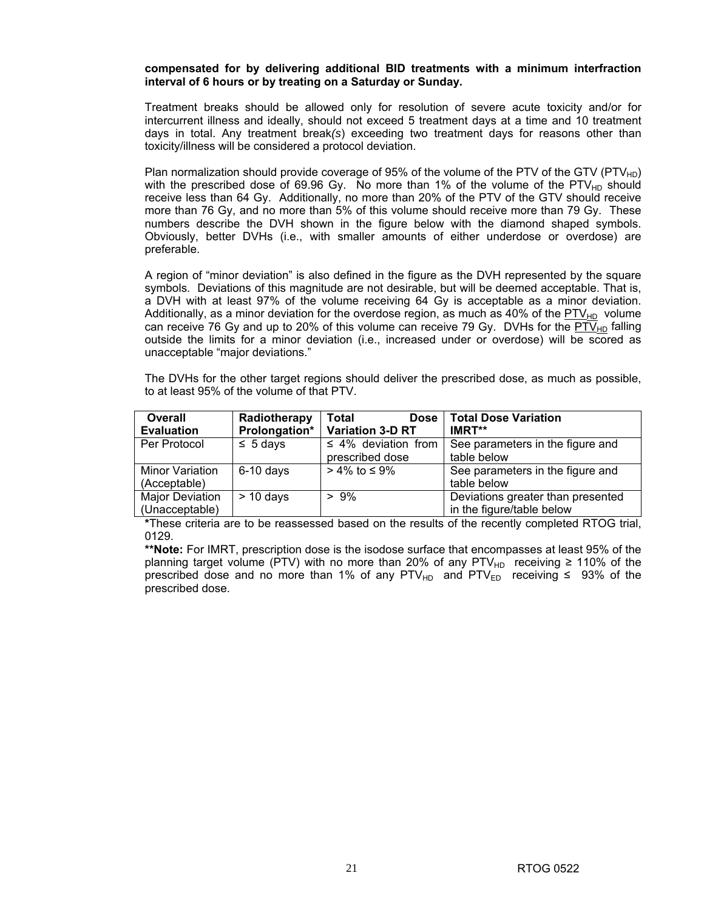**compensated for by delivering additional BID treatments with a minimum interfraction interval of 6 hours or by treating on a Saturday or Sunday.**

Treatment breaks should be allowed only for resolution of severe acute toxicity and/or for intercurrent illness and ideally, should not exceed 5 treatment days at a time and 10 treatment days in total. Any treatment break*(s)* exceeding two treatment days for reasons other than toxicity/illness will be considered a protocol deviation.

Plan normalization should provide coverage of 95% of the volume of the PTV of the GTV ($PTV_{HD}$) with the prescribed dose of 69.96 Gy. No more than 1% of the volume of the $PTV_{HD}$ should receive less than 64 Gy. Additionally, no more than 20% of the PTV of the GTV should receive more than 76 Gy, and no more than 5% of this volume should receive more than 79 Gy. These numbers describe the DVH shown in the figure below with the diamond shaped symbols. Obviously, better DVHs (i.e., with smaller amounts of either underdose or overdose) are preferable.

A region of "minor deviation" is also defined in the figure as the DVH represented by the square symbols. Deviations of this magnitude are not desirable, but will be deemed acceptable. That is, a DVH with at least 97% of the volume receiving 64 Gy is acceptable as a minor deviation. Additionally, as a minor deviation for the overdose region, as much as 40% of the $PTV_{HD}$ volume can receive 76 Gy and up to 20% of this volume can receive 79 Gy. DVHs for the $PTV_{HD}$ falling outside the limits for a minor deviation (i.e., increased under or overdose) will be scored as unacceptable "major deviations."

The DVHs for the other target regions should deliver the prescribed dose, as much as possible, to at least 95% of the volume of that PTV.

| Overall Evaluation | Radiotherapy Prolongation* | Total Dose Variation 3-D RT | Total Dose Variation IMRT** |
|---|---|---|---|
| Per Protocol | ≤ 5 days | ≤ 4% deviation from prescribed dose | See parameters in the figure and table below |
| Minor Variation (Acceptable) | 6-10 days | > 4% to ≤ 9% | See parameters in the figure and table below |
| Major Deviation (Unacceptable) | > 10 days | > 9% | Deviations greater than presented in the figure/table below |

**\***These criteria are to be reassessed based on the results of the recently completed RTOG trial, 0129.

**\*\*Note:** For IMRT, prescription dose is the isodose surface that encompasses at least 95% of the planning target volume (PTV) with no more than 20% of any $PTV_{HD}$ receiving ≥ 110% of the prescribed dose and no more than 1% of any $PTV_{HD}$ and $PTV_{ED}$ receiving ≤ 93% of the prescribed dose.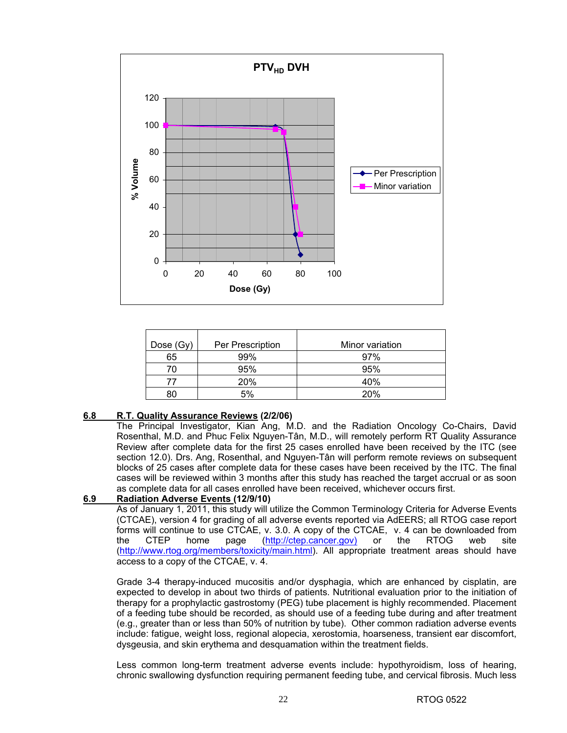**$PTV_{HD}$ DVH**

| Dose (Gy) | Per Prescription | Minor variation |
|---|---|---|
| 65 | 99% | 97% |
| 70 | 95% | 95% |
| 77 | 20% | 40% |
| 80 | 5% | 20% |

**6.8 R.T. Quality Assurance Reviews (2/2/06)**

The Principal Investigator, Kian Ang, M.D. and the Radiation Oncology Co-Chairs, David Rosenthal, M.D. and Phuc Felix Nguyen-Tân, M.D., will remotely perform RT Quality Assurance Review after complete data for the first 25 cases enrolled have been received by the ITC (see section 12.0). Drs. Ang, Rosenthal, and Nguyen-Tân will perform remote reviews on subsequent blocks of 25 cases after complete data for these cases have been received by the ITC. The final cases will be reviewed within 3 months after this study has reached the target accrual or as soon as complete data for all cases enrolled have been received, whichever occurs first.

**6.9 Radiation Adverse Events (12/9/10)**

As of January 1, 2011, this study will utilize the Common Terminology Criteria for Adverse Events (CTCAE), version 4 for grading of all adverse events reported via AdEERS; all RTOG case report forms will continue to use CTCAE, v. 3.0. A copy of the CTCAE, v. 4 can be downloaded from the CTEP home page (http://ctep.cancer.gov) or the RTOG web site (http://www.rtog.org/members/toxicity/main.html). All appropriate treatment areas should have access to a copy of the CTCAE, v. 4.

Grade 3-4 therapy-induced mucositis and/or dysphagia, which are enhanced by cisplatin, are expected to develop in about two thirds of patients. Nutritional evaluation prior to the initiation of therapy for a prophylactic gastrostomy (PEG) tube placement is highly recommended. Placement of a feeding tube should be recorded, as should use of a feeding tube during and after treatment (e.g., greater than or less than 50% of nutrition by tube). Other common radiation adverse events include: fatigue, weight loss, regional alopecia, xerostomia, hoarseness, transient ear discomfort, dysgeusia, and skin erythema and desquamation within the treatment fields.

Less common long-term treatment adverse events include: hypothyroidism, loss of hearing, chronic swallowing dysfunction requiring permanent feeding tube, and cervical fibrosis. Much less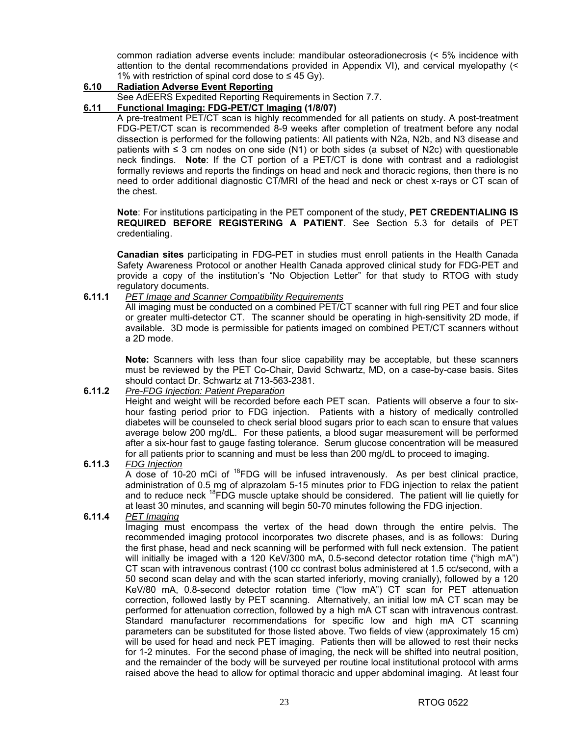common radiation adverse events include: mandibular osteoradionecrosis (< 5% incidence with attention to the dental recommendations provided in Appendix VI), and cervical myelopathy (< 1% with restriction of spinal cord dose to ≤ 45 Gy).

## 6.10 Radiation Adverse Event Reporting

See AdEERS Expedited Reporting Requirements in Section 7.7.

## 6.11 Functional Imaging: FDG-PET/CT Imaging (1/8/07)

A pre-treatment PET/CT scan is highly recommended for all patients on study. A post-treatment FDG-PET/CT scan is recommended 8-9 weeks after completion of treatment before any nodal dissection is performed for the following patients: All patients with N2a, N2b, and N3 disease and patients with ≤ 3 cm nodes on one side (N1) or both sides (a subset of N2c) with questionable neck findings. **Note**: If the CT portion of a PET/CT is done with contrast and a radiologist formally reviews and reports the findings on head and neck and thoracic regions, then there is no need to order additional diagnostic CT/MRI of the head and neck or chest x-rays or CT scan of the chest.

**Note**: For institutions participating in the PET component of the study, **PET CREDENTIALING IS REQUIRED BEFORE REGISTERING A PATIENT**. See Section 5.3 for details of PET credentialing.

**Canadian sites** participating in FDG-PET in studies must enroll patients in the Health Canada Safety Awareness Protocol or another Health Canada approved clinical study for FDG-PET and provide a copy of the institution's "No Objection Letter" for that study to RTOG with study regulatory documents.

### 6.11.1 *PET Image and Scanner Compatibility Requirements*

All imaging must be conducted on a combined PET/CT scanner with full ring PET and four slice or greater multi-detector CT. The scanner should be operating in high-sensitivity 2D mode, if available. 3D mode is permissible for patients imaged on combined PET/CT scanners without a 2D mode.

**Note:** Scanners with less than four slice capability may be acceptable, but these scanners must be reviewed by the PET Co-Chair, David Schwartz, MD, on a case-by-case basis. Sites should contact Dr. Schwartz at 713-563-2381.

### 6.11.2 *Pre-FDG Injection: Patient Preparation*

Height and weight will be recorded before each PET scan. Patients will observe a four to six-hour fasting period prior to FDG injection. Patients with a history of medically controlled diabetes will be counseled to check serial blood sugars prior to each scan to ensure that values average below 200 mg/dL. For these patients, a blood sugar measurement will be performed after a six-hour fast to gauge fasting tolerance. Serum glucose concentration will be measured for all patients prior to scanning and must be less than 200 mg/dL to proceed to imaging.

### 6.11.3 *FDG Injection*

A dose of 10-20 mCi of $^{18}$FDG will be infused intravenously. As per best clinical practice, administration of 0.5 mg of alprazolam 5-15 minutes prior to FDG injection to relax the patient and to reduce neck $^{18}$FDG muscle uptake should be considered. The patient will lie quietly for at least 30 minutes, and scanning will begin 50-70 minutes following the FDG injection.

### 6.11.4 *PET Imaging*

Imaging must encompass the vertex of the head down through the entire pelvis. The recommended imaging protocol incorporates two discrete phases, and is as follows: During the first phase, head and neck scanning will be performed with full neck extension. The patient will initially be imaged with a 120 KeV/300 mA, 0.5-second detector rotation time ("high mA") CT scan with intravenous contrast (100 cc contrast bolus administered at 1.5 cc/second, with a 50 second scan delay and with the scan started inferiorly, moving cranially), followed by a 120 KeV/80 mA, 0.8-second detector rotation time ("low mA") CT scan for PET attenuation correction, followed lastly by PET scanning. Alternatively, an initial low mA CT scan may be performed for attenuation correction, followed by a high mA CT scan with intravenous contrast. Standard manufacturer recommendations for specific low and high mA CT scanning parameters can be substituted for those listed above. Two fields of view (approximately 15 cm) will be used for head and neck PET imaging. Patients then will be allowed to rest their necks for 1-2 minutes. For the second phase of imaging, the neck will be shifted into neutral position, and the remainder of the body will be surveyed per routine local institutional protocol with arms raised above the head to allow for optimal thoracic and upper abdominal imaging. At least four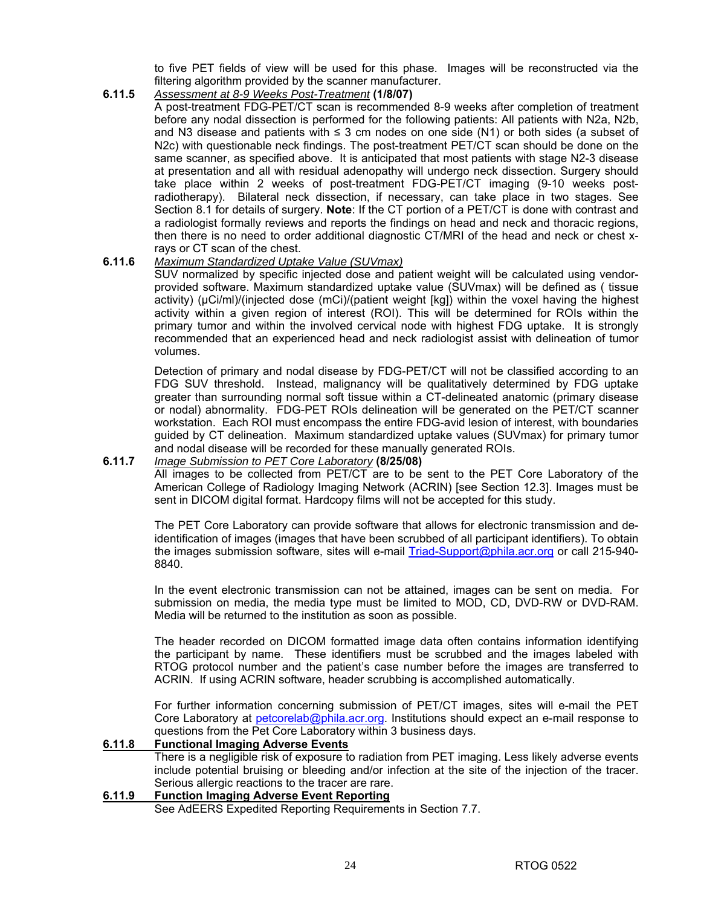to five PET fields of view will be used for this phase. Images will be reconstructed via the filtering algorithm provided by the scanner manufacturer.

**6.11.5** *Assessment at 8-9 Weeks Post-Treatment* **(1/8/07)**

A post-treatment FDG-PET/CT scan is recommended 8-9 weeks after completion of treatment before any nodal dissection is performed for the following patients: All patients with N2a, N2b, and N3 disease and patients with ≤ 3 cm nodes on one side (N1) or both sides (a subset of N2c) with questionable neck findings. The post-treatment PET/CT scan should be done on the same scanner, as specified above. It is anticipated that most patients with stage N2-3 disease at presentation and all with residual adenopathy will undergo neck dissection. Surgery should take place within 2 weeks of post-treatment FDG-PET/CT imaging (9-10 weeks post-radiotherapy). Bilateral neck dissection, if necessary, can take place in two stages. See Section 8.1 for details of surgery. **Note**: If the CT portion of a PET/CT is done with contrast and a radiologist formally reviews and reports the findings on head and neck and thoracic regions, then there is no need to order additional diagnostic CT/MRI of the head and neck or chest x-rays or CT scan of the chest.

**6.11.6** *Maximum Standardized Uptake Value (SUVmax)*

SUV normalized by specific injected dose and patient weight will be calculated using vendor-provided software. Maximum standardized uptake value (SUVmax) will be defined as ( tissue activity) (μCi/ml)/(injected dose (mCi)/(patient weight [kg]) within the voxel having the highest activity within a given region of interest (ROI). This will be determined for ROIs within the primary tumor and within the involved cervical node with highest FDG uptake. It is strongly recommended that an experienced head and neck radiologist assist with delineation of tumor volumes.

Detection of primary and nodal disease by FDG-PET/CT will not be classified according to an FDG SUV threshold. Instead, malignancy will be qualitatively determined by FDG uptake greater than surrounding normal soft tissue within a CT-delineated anatomic (primary disease or nodal) abnormality. FDG-PET ROIs delineation will be generated on the PET/CT scanner workstation. Each ROI must encompass the entire FDG-avid lesion of interest, with boundaries guided by CT delineation. Maximum standardized uptake values (SUVmax) for primary tumor and nodal disease will be recorded for these manually generated ROIs.

**6.11.7** *Image Submission to PET Core Laboratory* **(8/25/08)**

All images to be collected from PET/CT are to be sent to the PET Core Laboratory of the American College of Radiology Imaging Network (ACRIN) [see Section 12.3]. Images must be sent in DICOM digital format. Hardcopy films will not be accepted for this study.

The PET Core Laboratory can provide software that allows for electronic transmission and de-identification of images (images that have been scrubbed of all participant identifiers). To obtain the images submission software, sites will e-mail Triad-Support@phila.acr.org or call 215-940-8840.

In the event electronic transmission can not be attained, images can be sent on media. For submission on media, the media type must be limited to MOD, CD, DVD-RW or DVD-RAM. Media will be returned to the institution as soon as possible.

The header recorded on DICOM formatted image data often contains information identifying the participant by name. These identifiers must be scrubbed and the images labeled with RTOG protocol number and the patient's case number before the images are transferred to ACRIN. If using ACRIN software, header scrubbing is accomplished automatically.

For further information concerning submission of PET/CT images, sites will e-mail the PET Core Laboratory at petcorelab@phila.acr.org. Institutions should expect an e-mail response to questions from the Pet Core Laboratory within 3 business days.

**6.11.8 Functional Imaging Adverse Events**

There is a negligible risk of exposure to radiation from PET imaging. Less likely adverse events include potential bruising or bleeding and/or infection at the site of the injection of the tracer. Serious allergic reactions to the tracer are rare.

**6.11.9 Function Imaging Adverse Event Reporting**

See AdEERS Expedited Reporting Requirements in Section 7.7.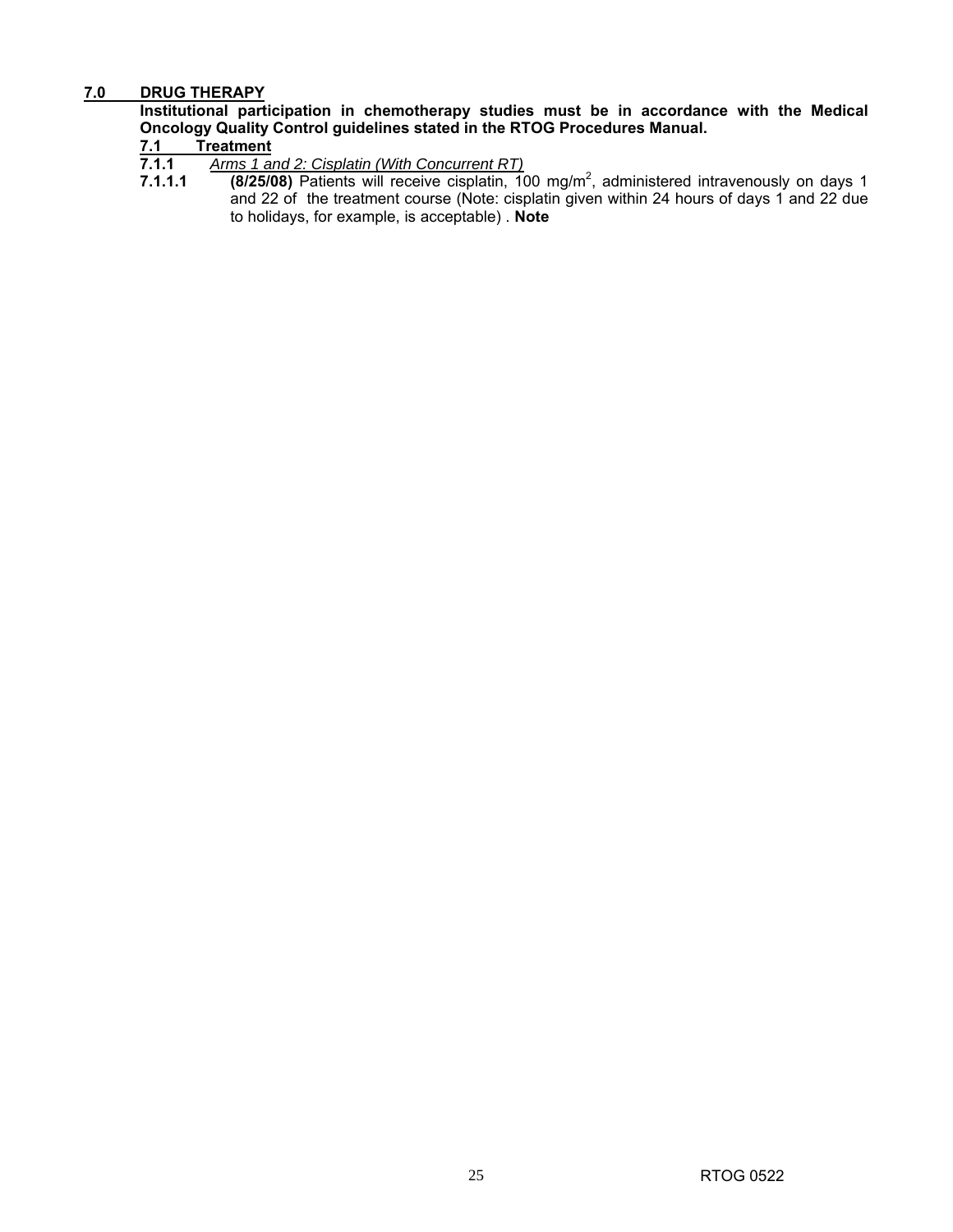## 7.0 DRAG THERAPY

**Institutional participation in chemotherapy studies must be in accordance with the Medical Oncology Quality Control guidelines stated in the RTOG Procedures Manual.**

### 7.1 Treatment

**7.1.1** *Arms 1 and 2: Cisplatin (With Concurrent RT)*

**7.1.1.1** **(8/25/08)** Patients will receive cisplatin, 100 mg/m$^2$, administered intravenously on days 1 and 22 of the treatment course (Note: cisplatin given within 24 hours of days 1 and 22 due to holidays, for example, is acceptable) . **Note**